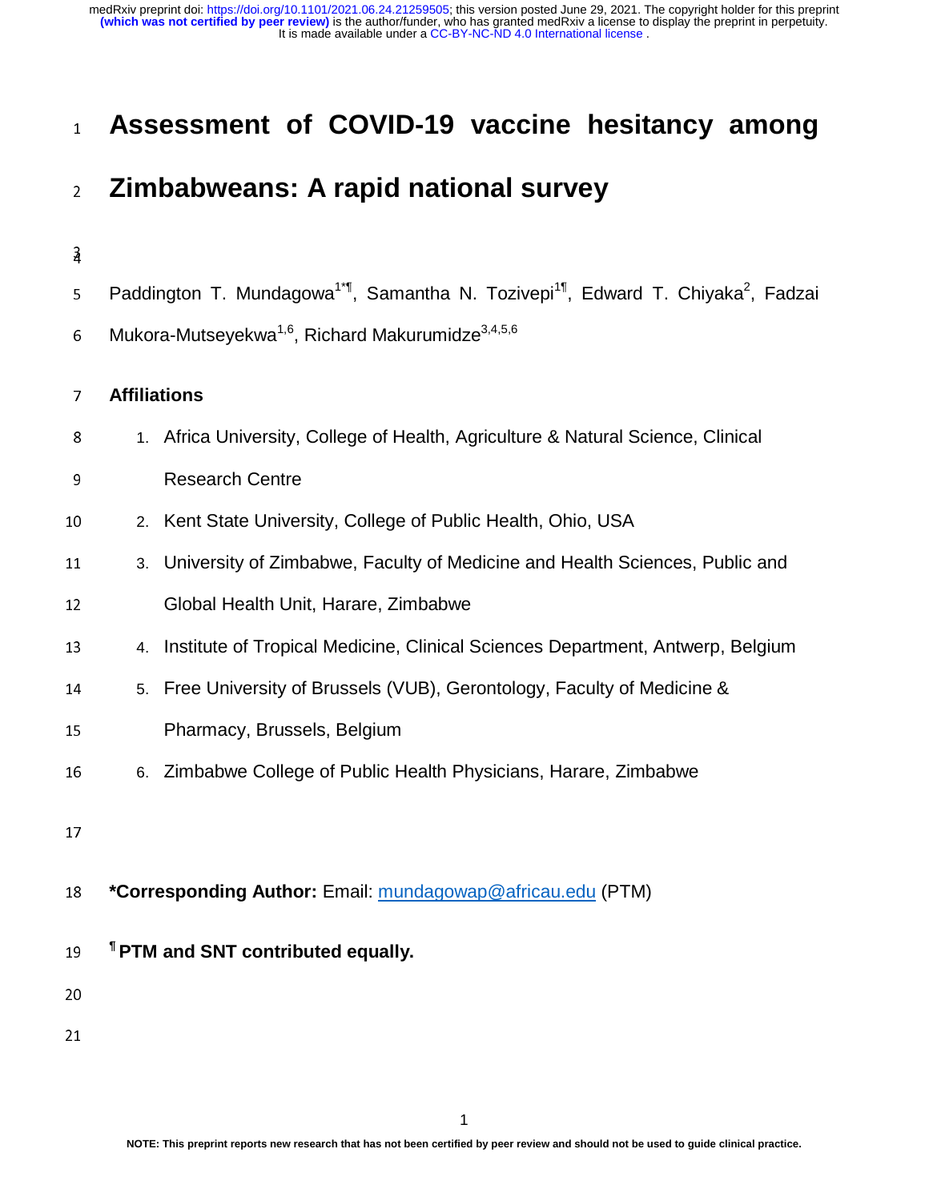# Assessment of COVID-19 vaccine hesitancy among Zimbabweans: A rapid national survey

Paddington T. Mundagowa[1*¶], Samantha N. Tozivepi[1¶], Edward T. Chiyaka[2], Fadzai Mukora-Mutseyekwa[1,6], Richard Makurumidze[3,4,5,6]

## Affiliations

1. Africa University, College of Health, Agriculture & Natural Science, Clinical Research Centre
2. Kent State University, College of Public Health, Ohio, USA
3. University of Zimbabwe, Faculty of Medicine and Health Sciences, Public and Global Health Unit, Harare, Zimbabwe
4. Institute of Tropical Medicine, Clinical Sciences Department, Antwerp, Belgium
5. Free University of Brussels (VUB), Gerontology, Faculty of Medicine & Pharmacy, Brussels, Belgium
6. Zimbabwe College of Public Health Physicians, Harare, Zimbabwe

**\*Corresponding Author:** Email: mundagowap@africau.edu (PTM)

**¶ PTM and SNT contributed equally.**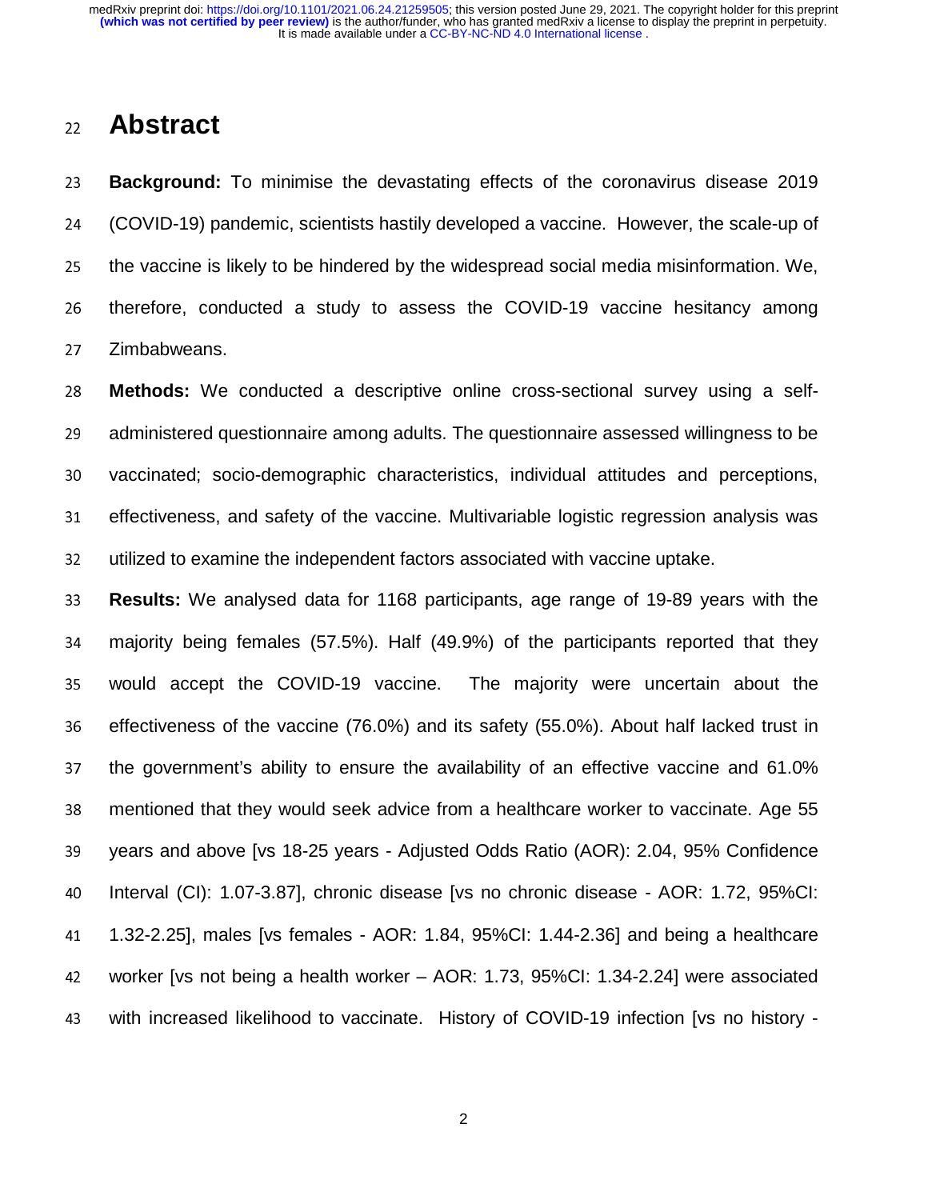# Abstract

**Background:** To minimise the devastating effects of the coronavirus disease 2019 (COVID-19) pandemic, scientists hastily developed a vaccine. However, the scale-up of the vaccine is likely to be hindered by the widespread social media misinformation. We, therefore, conducted a study to assess the COVID-19 vaccine hesitancy among Zimbabweans.

**Methods:** We conducted a descriptive online cross-sectional survey using a self-administered questionnaire among adults. The questionnaire assessed willingness to be vaccinated; socio-demographic characteristics, individual attitudes and perceptions, effectiveness, and safety of the vaccine. Multivariable logistic regression analysis was utilized to examine the independent factors associated with vaccine uptake.

**Results:** We analysed data for 1168 participants, age range of 19-89 years with the majority being females (57.5%). Half (49.9%) of the participants reported that they would accept the COVID-19 vaccine. The majority were uncertain about the effectiveness of the vaccine (76.0%) and its safety (55.0%). About half lacked trust in the government's ability to ensure the availability of an effective vaccine and 61.0% mentioned that they would seek advice from a healthcare worker to vaccinate. Age 55 years and above [vs 18-25 years - Adjusted Odds Ratio (AOR): 2.04, 95% Confidence Interval (CI): 1.07-3.87], chronic disease [vs no chronic disease - AOR: 1.72, 95%CI: 1.32-2.25], males [vs females - AOR: 1.84, 95%CI: 1.44-2.36] and being a healthcare worker [vs not being a health worker – AOR: 1.73, 95%CI: 1.34-2.24] were associated with increased likelihood to vaccinate. History of COVID-19 infection [vs no history -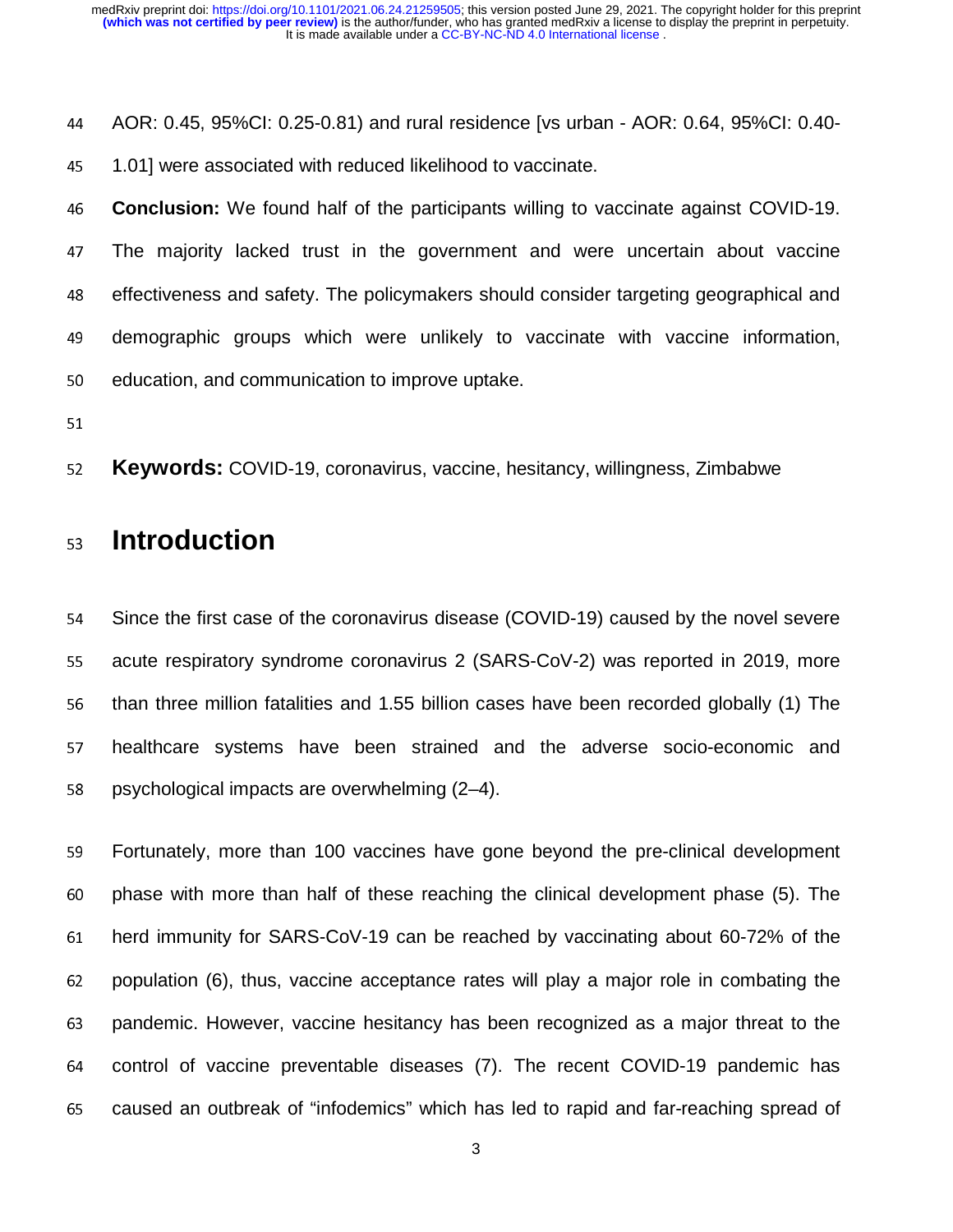AOR: 0.45, 95%CI: 0.25-0.81) and rural residence [vs urban - AOR: 0.64, 95%CI: 0.40-1.01] were associated with reduced likelihood to vaccinate.

**Conclusion:** We found half of the participants willing to vaccinate against COVID-19. The majority lacked trust in the government and were uncertain about vaccine effectiveness and safety. The policymakers should consider targeting geographical and demographic groups which were unlikely to vaccinate with vaccine information, education, and communication to improve uptake.

**Keywords:** COVID-19, coronavirus, vaccine, hesitancy, willingness, Zimbabwe

# Introduction

Since the first case of the coronavirus disease (COVID-19) caused by the novel severe acute respiratory syndrome coronavirus 2 (SARS-CoV-2) was reported in 2019, more than three million fatalities and 1.55 billion cases have been recorded globally (1) The healthcare systems have been strained and the adverse socio-economic and psychological impacts are overwhelming (2–4).

Fortunately, more than 100 vaccines have gone beyond the pre-clinical development phase with more than half of these reaching the clinical development phase (5). The herd immunity for SARS-CoV-19 can be reached by vaccinating about 60-72% of the population (6), thus, vaccine acceptance rates will play a major role in combating the pandemic. However, vaccine hesitancy has been recognized as a major threat to the control of vaccine preventable diseases (7). The recent COVID-19 pandemic has caused an outbreak of "infodemics" which has led to rapid and far-reaching spread of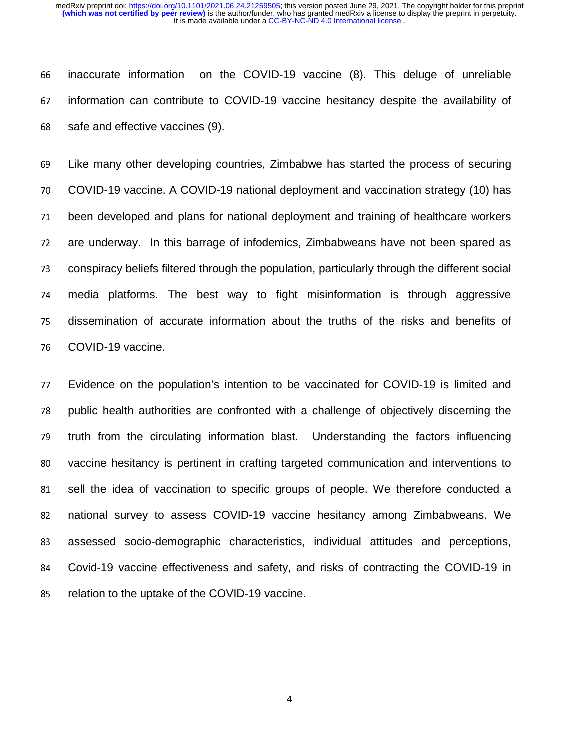inaccurate information on the COVID-19 vaccine (8). This deluge of unreliable information can contribute to COVID-19 vaccine hesitancy despite the availability of safe and effective vaccines (9).

Like many other developing countries, Zimbabwe has started the process of securing COVID-19 vaccine. A COVID-19 national deployment and vaccination strategy (10) has been developed and plans for national deployment and training of healthcare workers are underway. In this barrage of infodemics, Zimbabweans have not been spared as conspiracy beliefs filtered through the population, particularly through the different social media platforms. The best way to fight misinformation is through aggressive dissemination of accurate information about the truths of the risks and benefits of COVID-19 vaccine.

Evidence on the population's intention to be vaccinated for COVID-19 is limited and public health authorities are confronted with a challenge of objectively discerning the truth from the circulating information blast. Understanding the factors influencing vaccine hesitancy is pertinent in crafting targeted communication and interventions to sell the idea of vaccination to specific groups of people. We therefore conducted a national survey to assess COVID-19 vaccine hesitancy among Zimbabweans. We assessed socio-demographic characteristics, individual attitudes and perceptions, Covid-19 vaccine effectiveness and safety, and risks of contracting the COVID-19 in relation to the uptake of the COVID-19 vaccine.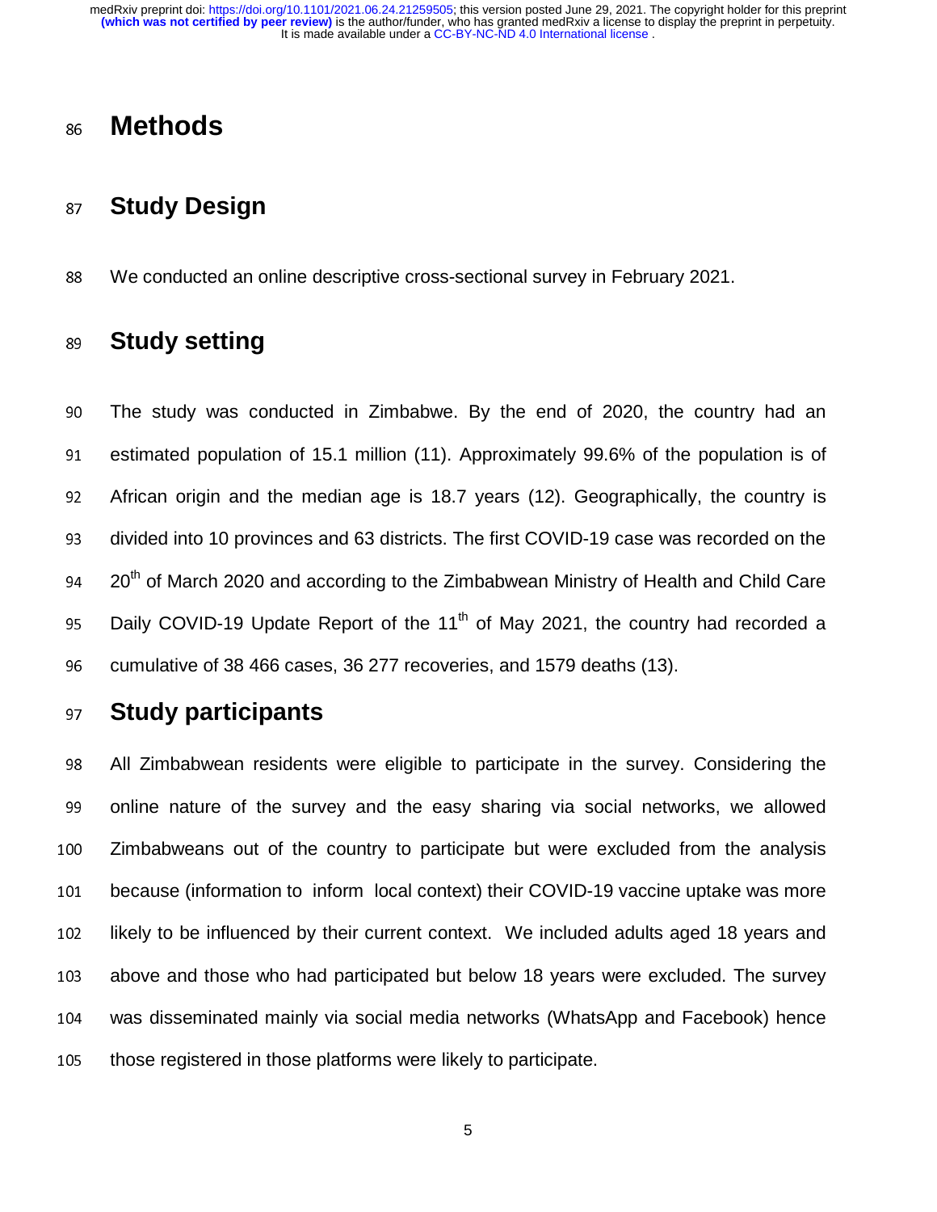# Methods

## Study Design

We conducted an online descriptive cross-sectional survey in February 2021.

## Study setting

The study was conducted in Zimbabwe. By the end of 2020, the country had an estimated population of 15.1 million (11). Approximately 99.6% of the population is of African origin and the median age is 18.7 years (12). Geographically, the country is divided into 10 provinces and 63 districts. The first COVID-19 case was recorded on the 20th of March 2020 and according to the Zimbabwean Ministry of Health and Child Care Daily COVID-19 Update Report of the 11th of May 2021, the country had recorded a cumulative of 38 466 cases, 36 277 recoveries, and 1579 deaths (13).

## Study participants

All Zimbabwean residents were eligible to participate in the survey. Considering the online nature of the survey and the easy sharing via social networks, we allowed Zimbabweans out of the country to participate but were excluded from the analysis because (information to inform local context) their COVID-19 vaccine uptake was more likely to be influenced by their current context. We included adults aged 18 years and above and those who had participated but below 18 years were excluded. The survey was disseminated mainly via social media networks (WhatsApp and Facebook) hence those registered in those platforms were likely to participate.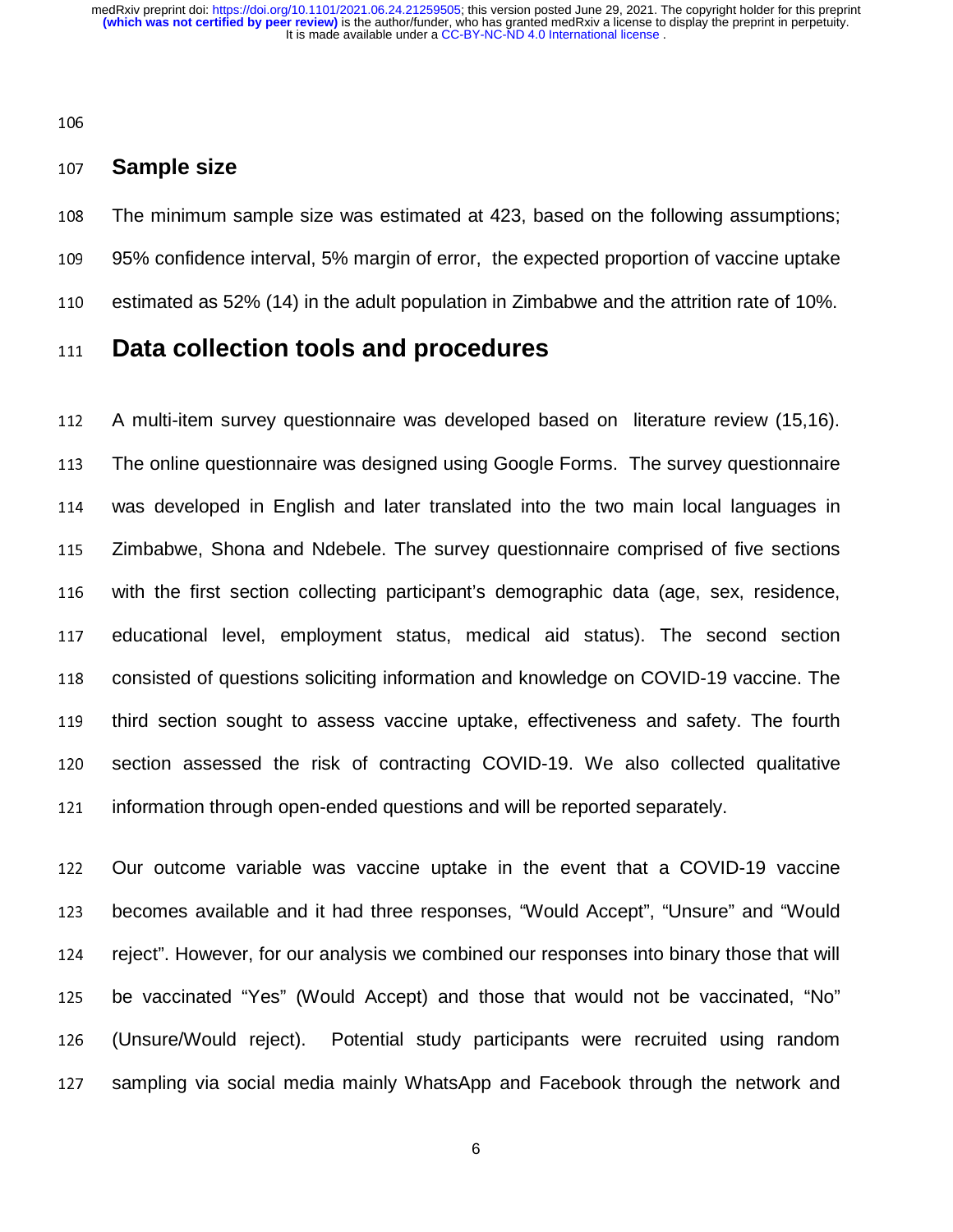## Sample size

The minimum sample size was estimated at 423, based on the following assumptions; 95% confidence interval, 5% margin of error, the expected proportion of vaccine uptake estimated as 52% (14) in the adult population in Zimbabwe and the attrition rate of 10%.

# Data collection tools and procedures

A multi-item survey questionnaire was developed based on literature review (15,16). The online questionnaire was designed using Google Forms. The survey questionnaire was developed in English and later translated into the two main local languages in Zimbabwe, Shona and Ndebele. The survey questionnaire comprised of five sections with the first section collecting participant's demographic data (age, sex, residence, educational level, employment status, medical aid status). The second section consisted of questions soliciting information and knowledge on COVID-19 vaccine. The third section sought to assess vaccine uptake, effectiveness and safety. The fourth section assessed the risk of contracting COVID-19. We also collected qualitative information through open-ended questions and will be reported separately.

Our outcome variable was vaccine uptake in the event that a COVID-19 vaccine becomes available and it had three responses, "Would Accept", "Unsure" and "Would reject". However, for our analysis we combined our responses into binary those that will be vaccinated "Yes" (Would Accept) and those that would not be vaccinated, "No" (Unsure/Would reject). Potential study participants were recruited using random sampling via social media mainly WhatsApp and Facebook through the network and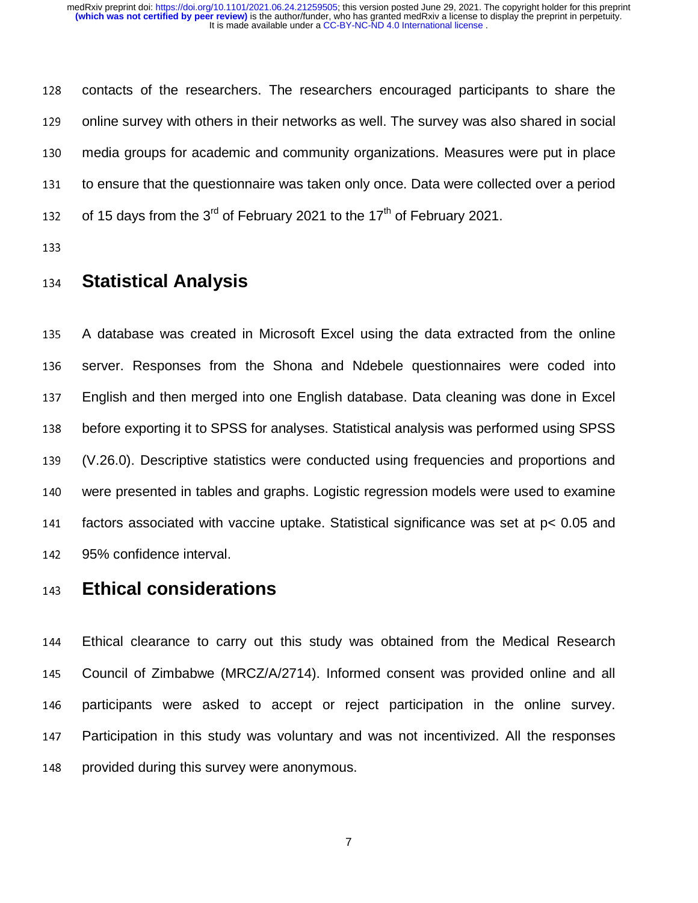contacts of the researchers. The researchers encouraged participants to share the online survey with others in their networks as well. The survey was also shared in social media groups for academic and community organizations. Measures were put in place to ensure that the questionnaire was taken only once. Data were collected over a period of 15 days from the 3rd of February 2021 to the 17th of February 2021.

## Statistical Analysis

A database was created in Microsoft Excel using the data extracted from the online server. Responses from the Shona and Ndebele questionnaires were coded into English and then merged into one English database. Data cleaning was done in Excel before exporting it to SPSS for analyses. Statistical analysis was performed using SPSS (V.26.0). Descriptive statistics were conducted using frequencies and proportions and were presented in tables and graphs. Logistic regression models were used to examine factors associated with vaccine uptake. Statistical significance was set at $p < 0.05$ and 95% confidence interval.

## Ethical considerations

Ethical clearance to carry out this study was obtained from the Medical Research Council of Zimbabwe (MRCZ/A/2714). Informed consent was provided online and all participants were asked to accept or reject participation in the online survey. Participation in this study was voluntary and was not incentivized. All the responses provided during this survey were anonymous.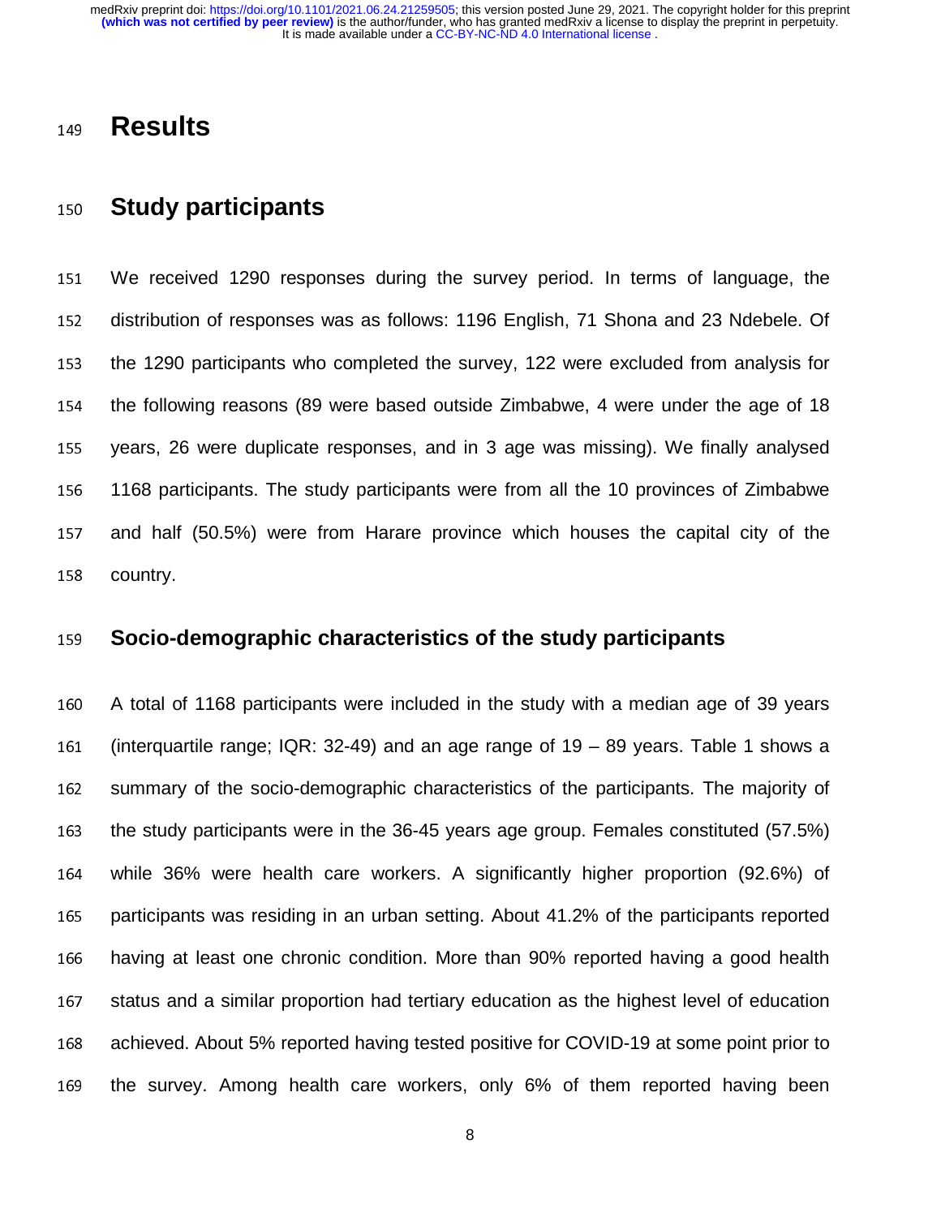# Results

## Study participants

We received 1290 responses during the survey period. In terms of language, the distribution of responses was as follows: 1196 English, 71 Shona and 23 Ndebele. Of the 1290 participants who completed the survey, 122 were excluded from analysis for the following reasons (89 were based outside Zimbabwe, 4 were under the age of 18 years, 26 were duplicate responses, and in 3 age was missing). We finally analysed 1168 participants. The study participants were from all the 10 provinces of Zimbabwe and half (50.5%) were from Harare province which houses the capital city of the country.

## Socio-demographic characteristics of the study participants

A total of 1168 participants were included in the study with a median age of 39 years (interquartile range; IQR: 32-49) and an age range of 19 – 89 years. Table 1 shows a summary of the socio-demographic characteristics of the participants. The majority of the study participants were in the 36-45 years age group. Females constituted (57.5%) while 36% were health care workers. A significantly higher proportion (92.6%) of participants was residing in an urban setting. About 41.2% of the participants reported having at least one chronic condition. More than 90% reported having a good health status and a similar proportion had tertiary education as the highest level of education achieved. About 5% reported having tested positive for COVID-19 at some point prior to the survey. Among health care workers, only 6% of them reported having been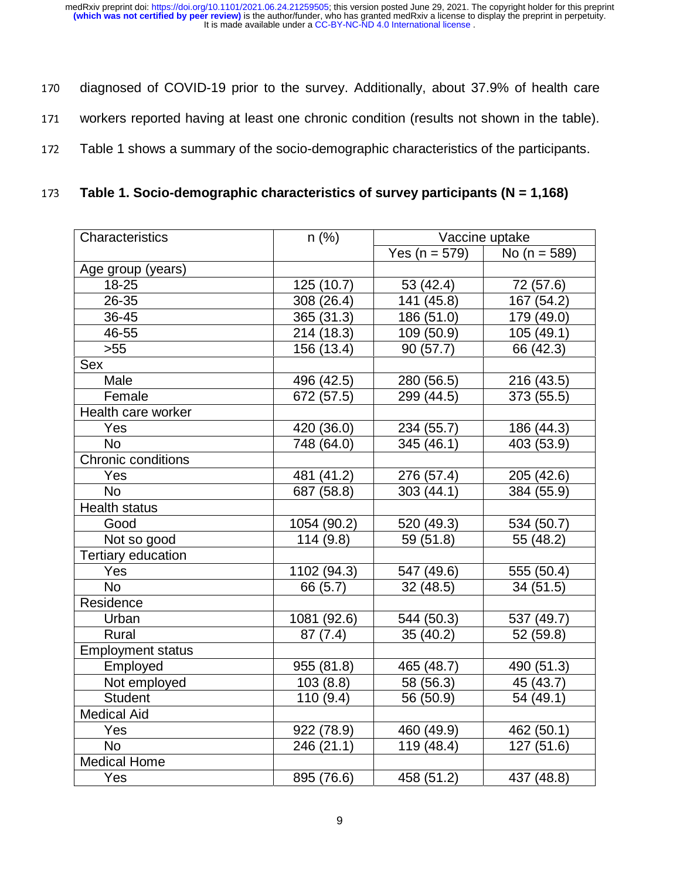diagnosed of COVID-19 prior to the survey. Additionally, about 37.9% of health care workers reported having at least one chronic condition (results not shown in the table). Table 1 shows a summary of the socio-demographic characteristics of the participants.

**Table 1. Socio-demographic characteristics of survey participants (N = 1,168)**

| Characteristics | n (%) | Vaccine uptake | |
|---|---|---|---|
| | | Yes (n = 579) | No (n = 589) |
| Age group (years) | | | |
| 18-25 | 125 (10.7) | 53 (42.4) | 72 (57.6) |
| 26-35 | 308 (26.4) | 141 (45.8) | 167 (54.2) |
| 36-45 | 365 (31.3) | 186 (51.0) | 179 (49.0) |
| 46-55 | 214 (18.3) | 109 (50.9) | 105 (49.1) |
| >55 | 156 (13.4) | 90 (57.7) | 66 (42.3) |
| Sex | | | |
| Male | 496 (42.5) | 280 (56.5) | 216 (43.5) |
| Female | 672 (57.5) | 299 (44.5) | 373 (55.5) |
| Health care worker | | | |
| Yes | 420 (36.0) | 234 (55.7) | 186 (44.3) |
| No | 748 (64.0) | 345 (46.1) | 403 (53.9) |
| Chronic conditions | | | |
| Yes | 481 (41.2) | 276 (57.4) | 205 (42.6) |
| No | 687 (58.8) | 303 (44.1) | 384 (55.9) |
| Health status | | | |
| Good | 1054 (90.2) | 520 (49.3) | 534 (50.7) |
| Not so good | 114 (9.8) | 59 (51.8) | 55 (48.2) |
| Tertiary education | | | |
| Yes | 1102 (94.3) | 547 (49.6) | 555 (50.4) |
| No | 66 (5.7) | 32 (48.5) | 34 (51.5) |
| Residence | | | |
| Urban | 1081 (92.6) | 544 (50.3) | 537 (49.7) |
| Rural | 87 (7.4) | 35 (40.2) | 52 (59.8) |
| Employment status | | | |
| Employed | 955 (81.8) | 465 (48.7) | 490 (51.3) |
| Not employed | 103 (8.8) | 58 (56.3) | 45 (43.7) |
| Student | 110 (9.4) | 56 (50.9) | 54 (49.1) |
| Medical Aid | | | |
| Yes | 922 (78.9) | 460 (49.9) | 462 (50.1) |
| No | 246 (21.1) | 119 (48.4) | 127 (51.6) |
| Medical Home | | | |
| Yes | 895 (76.6) | 458 (51.2) | 437 (48.8) |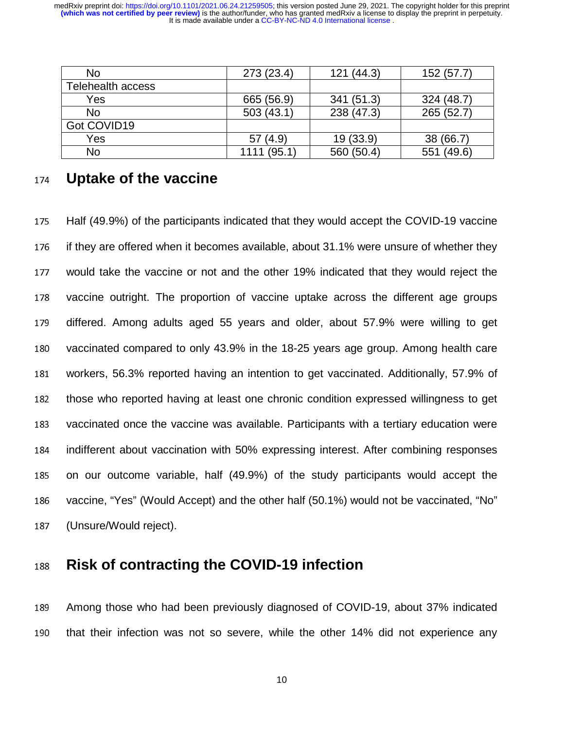| | | | |
|---|---|---|---|
| No | 273 (23.4) | 121 (44.3) | 152 (57.7) |
| Telehealth access | | | |
| Yes | 665 (56.9) | 341 (51.3) | 324 (48.7) |
| No | 503 (43.1) | 238 (47.3) | 265 (52.7) |
| Got COVID19 | | | |
| Yes | 57 (4.9) | 19 (33.9) | 38 (66.7) |
| No | 1111 (95.1) | 560 (50.4) | 551 (49.6) |

## Uptake of the vaccine

Half (49.9%) of the participants indicated that they would accept the COVID-19 vaccine if they are offered when it becomes available, about 31.1% were unsure of whether they would take the vaccine or not and the other 19% indicated that they would reject the vaccine outright. The proportion of vaccine uptake across the different age groups differed. Among adults aged 55 years and older, about 57.9% were willing to get vaccinated compared to only 43.9% in the 18-25 years age group. Among health care workers, 56.3% reported having an intention to get vaccinated. Additionally, 57.9% of those who reported having at least one chronic condition expressed willingness to get vaccinated once the vaccine was available. Participants with a tertiary education were indifferent about vaccination with 50% expressing interest. After combining responses on our outcome variable, half (49.9%) of the study participants would accept the vaccine, "Yes" (Would Accept) and the other half (50.1%) would not be vaccinated, "No" (Unsure/Would reject).

## Risk of contracting the COVID-19 infection

Among those who had been previously diagnosed of COVID-19, about 37% indicated that their infection was not so severe, while the other 14% did not experience any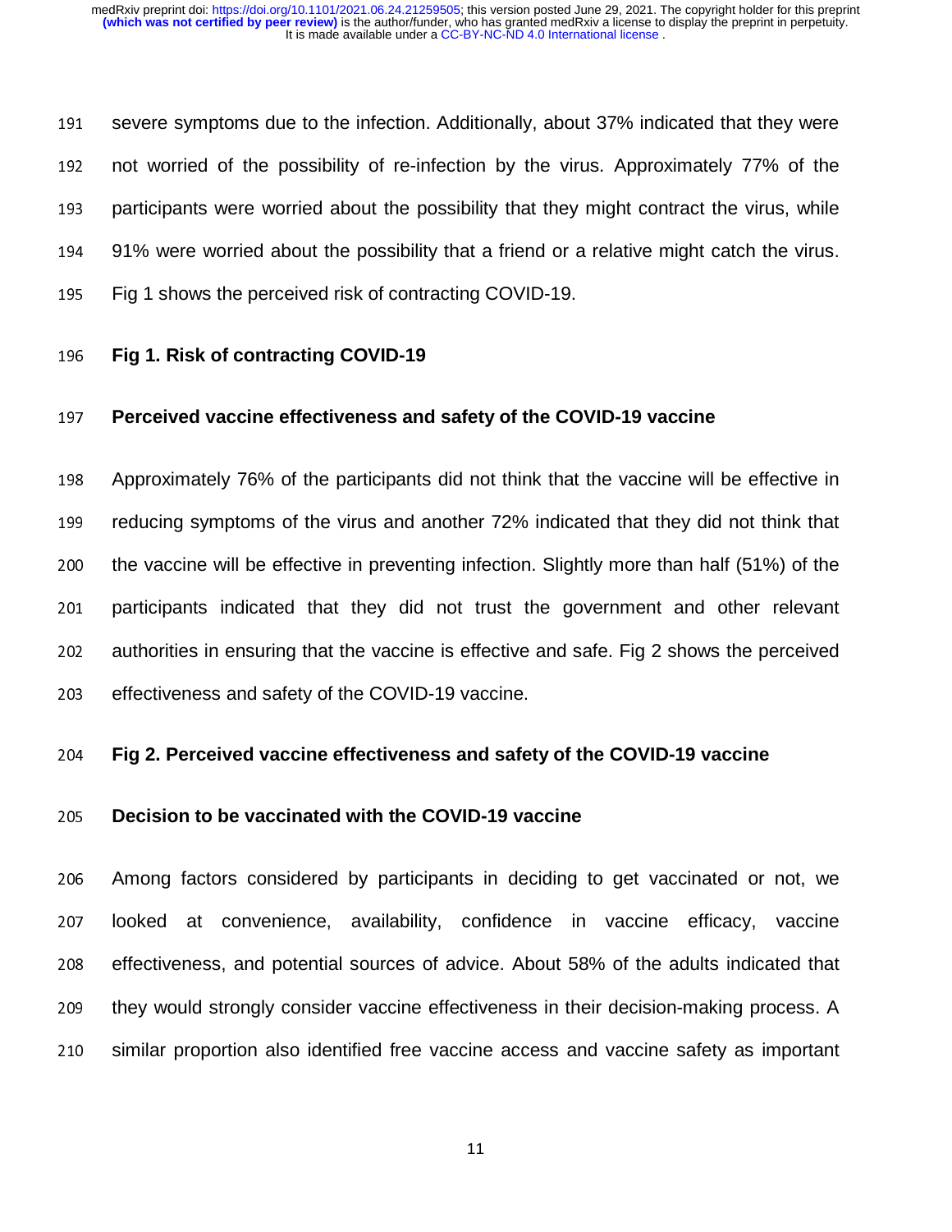severe symptoms due to the infection. Additionally, about 37% indicated that they were not worried of the possibility of re-infection by the virus. Approximately 77% of the participants were worried about the possibility that they might contract the virus, while 91% were worried about the possibility that a friend or a relative might catch the virus. Fig 1 shows the perceived risk of contracting COVID-19.

**Fig 1. Risk of contracting COVID-19**

### Perceived vaccine effectiveness and safety of the COVID-19 vaccine

Approximately 76% of the participants did not think that the vaccine will be effective in reducing symptoms of the virus and another 72% indicated that they did not think that the vaccine will be effective in preventing infection. Slightly more than half (51%) of the participants indicated that they did not trust the government and other relevant authorities in ensuring that the vaccine is effective and safe. Fig 2 shows the perceived effectiveness and safety of the COVID-19 vaccine.

**Fig 2. Perceived vaccine effectiveness and safety of the COVID-19 vaccine**

### Decision to be vaccinated with the COVID-19 vaccine

Among factors considered by participants in deciding to get vaccinated or not, we looked at convenience, availability, confidence in vaccine efficacy, vaccine effectiveness, and potential sources of advice. About 58% of the adults indicated that they would strongly consider vaccine effectiveness in their decision-making process. A similar proportion also identified free vaccine access and vaccine safety as important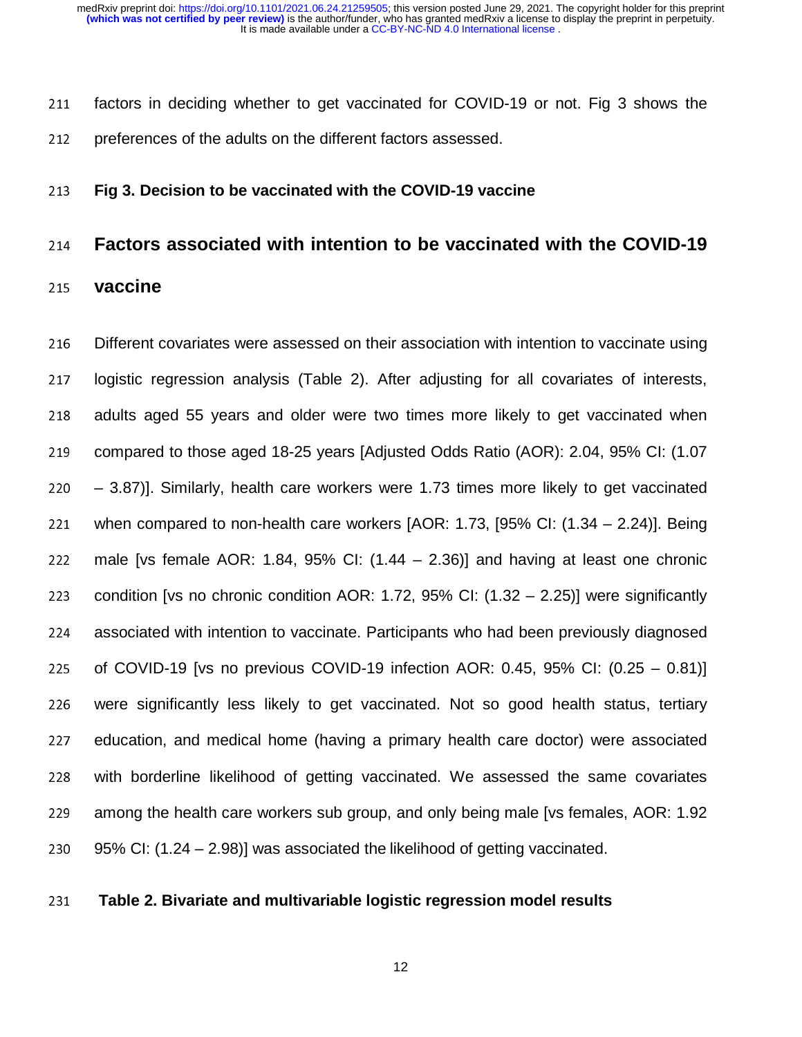factors in deciding whether to get vaccinated for COVID-19 or not. Fig 3 shows the preferences of the adults on the different factors assessed.

**Fig 3. Decision to be vaccinated with the COVID-19 vaccine**

## Factors associated with intention to be vaccinated with the COVID-19 vaccine

Different covariates were assessed on their association with intention to vaccinate using logistic regression analysis (Table 2). After adjusting for all covariates of interests, adults aged 55 years and older were two times more likely to get vaccinated when compared to those aged 18-25 years [Adjusted Odds Ratio (AOR): 2.04, 95% CI: (1.07 – 3.87)]. Similarly, health care workers were 1.73 times more likely to get vaccinated when compared to non-health care workers [AOR: 1.73, [95% CI: (1.34 – 2.24)]. Being male [vs female AOR: 1.84, 95% CI: (1.44 – 2.36)] and having at least one chronic condition [vs no chronic condition AOR: 1.72, 95% CI: (1.32 – 2.25)] were significantly associated with intention to vaccinate. Participants who had been previously diagnosed of COVID-19 [vs no previous COVID-19 infection AOR: 0.45, 95% CI: (0.25 – 0.81)] were significantly less likely to get vaccinated. Not so good health status, tertiary education, and medical home (having a primary health care doctor) were associated with borderline likelihood of getting vaccinated. We assessed the same covariates among the health care workers sub group, and only being male [vs females, AOR: 1.92 95% CI: (1.24 – 2.98)] was associated the likelihood of getting vaccinated.

**Table 2. Bivariate and multivariable logistic regression model results**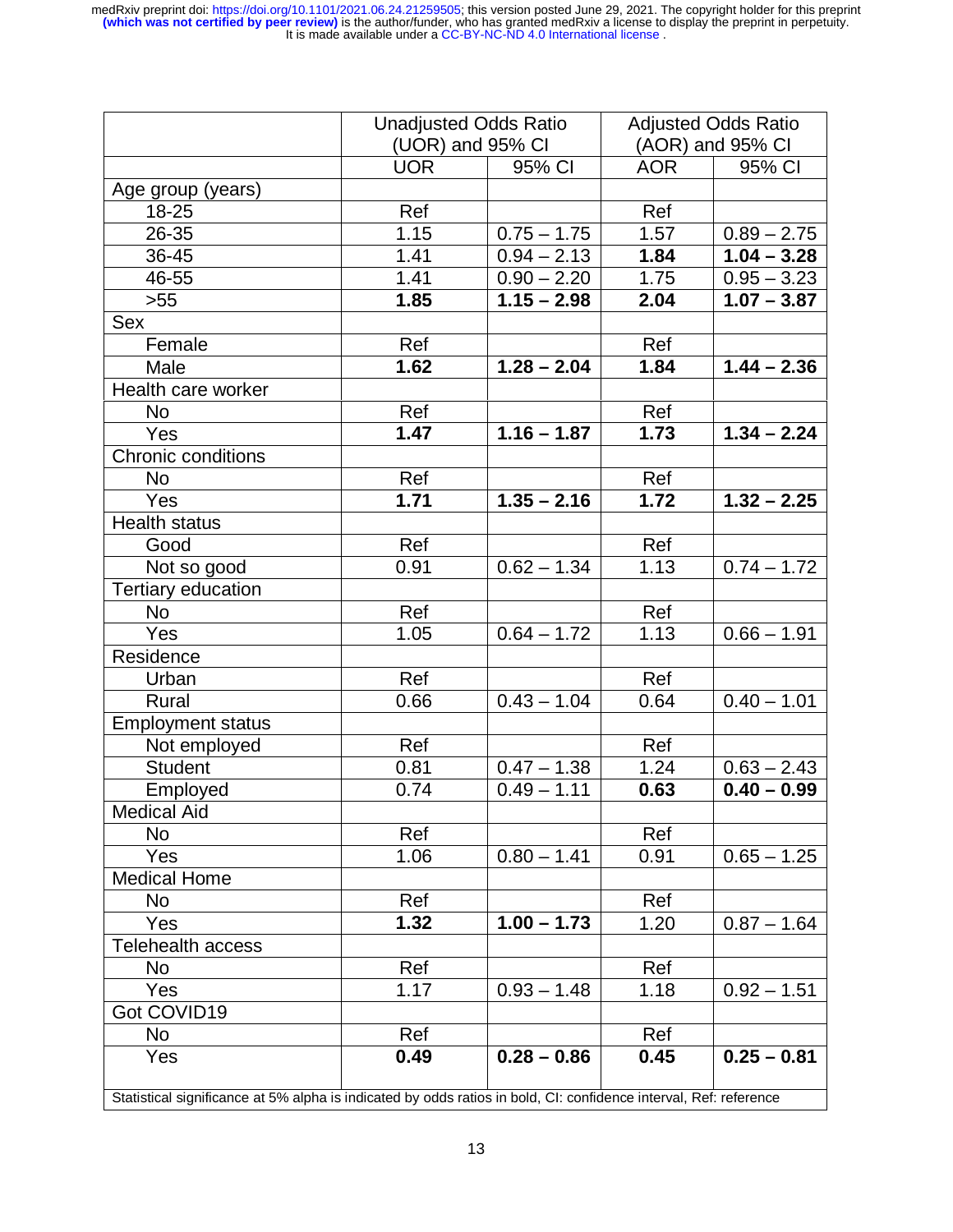| | Unadjusted Odds Ratio (UOR) and 95% CI | | Adjusted Odds Ratio (AOR) and 95% CI | |
|---|---|---|---|---|
| | UOR | 95% CI | AOR | 95% CI |
| Age group (years) | | | | |
| 18-25 | Ref | | Ref | |
| 26-35 | 1.15 | 0.75 – 1.75 | 1.57 | 0.89 – 2.75 |
| 36-45 | 1.41 | 0.94 – 2.13 | **1.84** | **1.04 – 3.28** |
| 46-55 | 1.41 | 0.90 – 2.20 | 1.75 | 0.95 – 3.23 |
| >55 | **1.85** | **1.15 – 2.98** | **2.04** | **1.07 – 3.87** |
| Sex | | | | |
| Female | Ref | | Ref | |
| Male | **1.62** | **1.28 – 2.04** | **1.84** | **1.44 – 2.36** |
| Health care worker | | | | |
| No | Ref | | Ref | |
| Yes | **1.47** | **1.16 – 1.87** | **1.73** | **1.34 – 2.24** |
| Chronic conditions | | | | |
| No | Ref | | Ref | |
| Yes | **1.71** | **1.35 – 2.16** | **1.72** | **1.32 – 2.25** |
| Health status | | | | |
| Good | Ref | | Ref | |
| Not so good | 0.91 | 0.62 – 1.34 | 1.13 | 0.74 – 1.72 |
| Tertiary education | | | | |
| No | Ref | | Ref | |
| Yes | 1.05 | 0.64 – 1.72 | 1.13 | 0.66 – 1.91 |
| Residence | | | | |
| Urban | Ref | | Ref | |
| Rural | 0.66 | 0.43 – 1.04 | 0.64 | 0.40 – 1.01 |
| Employment status | | | | |
| Not employed | Ref | | Ref | |
| Student | 0.81 | 0.47 – 1.38 | 1.24 | 0.63 – 2.43 |
| Employed | 0.74 | 0.49 – 1.11 | **0.63** | **0.40 – 0.99** |
| Medical Aid | | | | |
| No | Ref | | Ref | |
| Yes | 1.06 | 0.80 – 1.41 | 0.91 | 0.65 – 1.25 |
| Medical Home | | | | |
| No | Ref | | Ref | |
| Yes | **1.32** | **1.00 – 1.73** | 1.20 | 0.87 – 1.64 |
| Telehealth access | | | | |
| No | Ref | | Ref | |
| Yes | 1.17 | 0.93 – 1.48 | 1.18 | 0.92 – 1.51 |
| Got COVID19 | | | | |
| No | Ref | | Ref | |
| Yes | **0.49** | **0.28 – 0.86** | **0.45** | **0.25 – 0.81** |

Statistical significance at 5% alpha is indicated by odds ratios in bold, CI: confidence interval, Ref: reference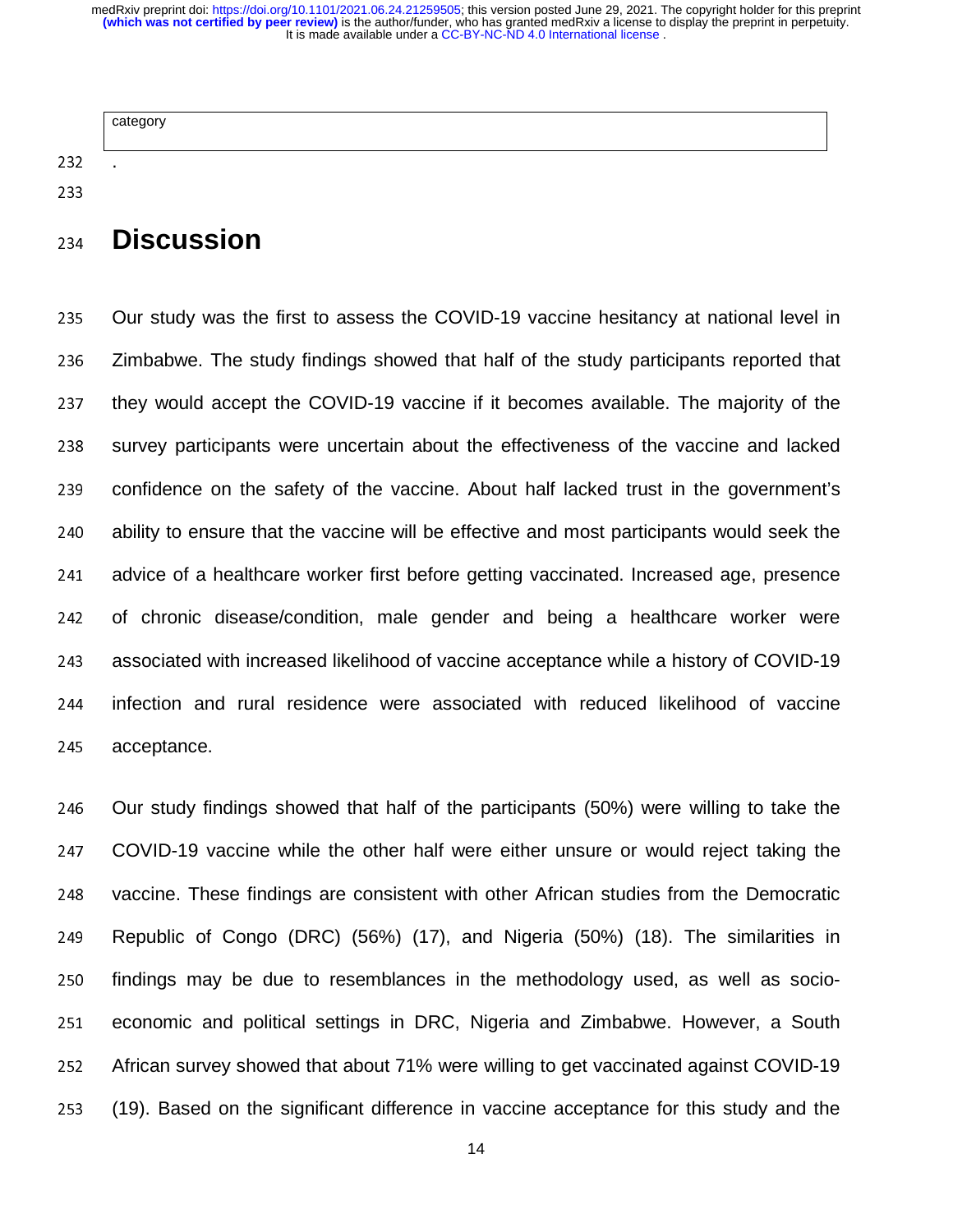| category |
| --- |

.

# Discussion

Our study was the first to assess the COVID-19 vaccine hesitancy at national level in Zimbabwe. The study findings showed that half of the study participants reported that they would accept the COVID-19 vaccine if it becomes available. The majority of the survey participants were uncertain about the effectiveness of the vaccine and lacked confidence on the safety of the vaccine. About half lacked trust in the government's ability to ensure that the vaccine will be effective and most participants would seek the advice of a healthcare worker first before getting vaccinated. Increased age, presence of chronic disease/condition, male gender and being a healthcare worker were associated with increased likelihood of vaccine acceptance while a history of COVID-19 infection and rural residence were associated with reduced likelihood of vaccine acceptance.

Our study findings showed that half of the participants (50%) were willing to take the COVID-19 vaccine while the other half were either unsure or would reject taking the vaccine. These findings are consistent with other African studies from the Democratic Republic of Congo (DRC) (56%) (17), and Nigeria (50%) (18). The similarities in findings may be due to resemblances in the methodology used, as well as socio-economic and political settings in DRC, Nigeria and Zimbabwe. However, a South African survey showed that about 71% were willing to get vaccinated against COVID-19 (19). Based on the significant difference in vaccine acceptance for this study and the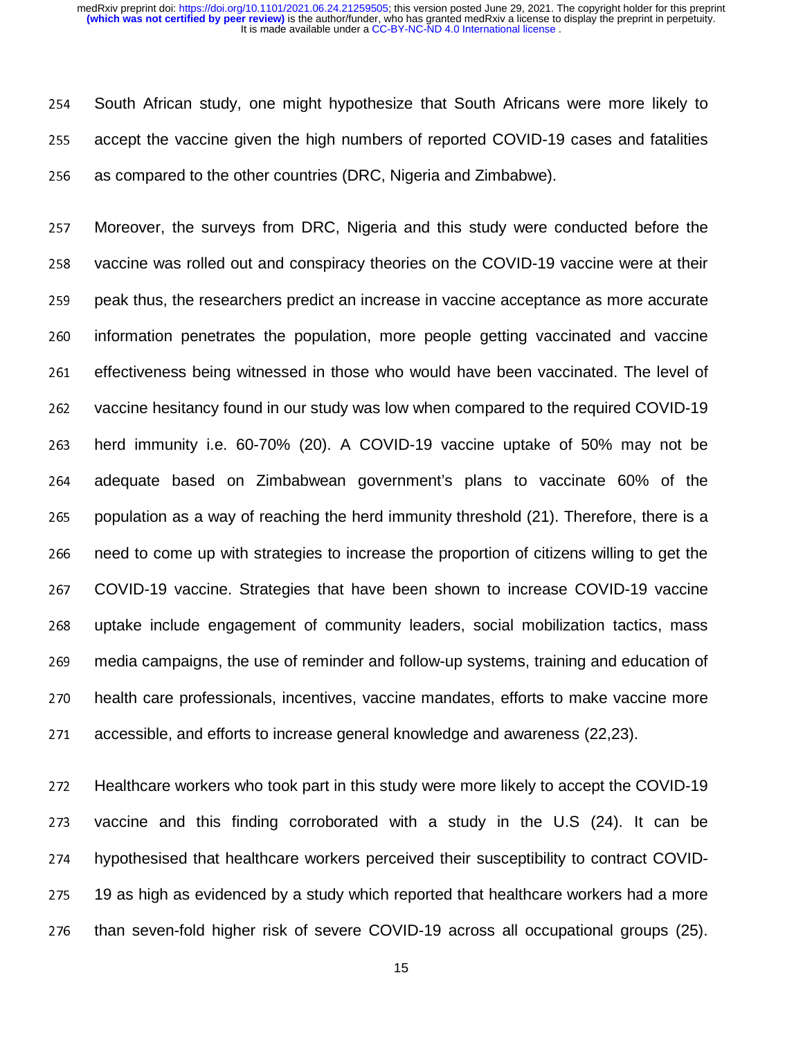South African study, one might hypothesize that South Africans were more likely to accept the vaccine given the high numbers of reported COVID-19 cases and fatalities as compared to the other countries (DRC, Nigeria and Zimbabwe).

Moreover, the surveys from DRC, Nigeria and this study were conducted before the vaccine was rolled out and conspiracy theories on the COVID-19 vaccine were at their peak thus, the researchers predict an increase in vaccine acceptance as more accurate information penetrates the population, more people getting vaccinated and vaccine effectiveness being witnessed in those who would have been vaccinated. The level of vaccine hesitancy found in our study was low when compared to the required COVID-19 herd immunity i.e. 60-70% (20). A COVID-19 vaccine uptake of 50% may not be adequate based on Zimbabwean government's plans to vaccinate 60% of the population as a way of reaching the herd immunity threshold (21). Therefore, there is a need to come up with strategies to increase the proportion of citizens willing to get the COVID-19 vaccine. Strategies that have been shown to increase COVID-19 vaccine uptake include engagement of community leaders, social mobilization tactics, mass media campaigns, the use of reminder and follow-up systems, training and education of health care professionals, incentives, vaccine mandates, efforts to make vaccine more accessible, and efforts to increase general knowledge and awareness (22,23).

Healthcare workers who took part in this study were more likely to accept the COVID-19 vaccine and this finding corroborated with a study in the U.S (24). It can be hypothesised that healthcare workers perceived their susceptibility to contract COVID-19 as high as evidenced by a study which reported that healthcare workers had a more than seven-fold higher risk of severe COVID-19 across all occupational groups (25).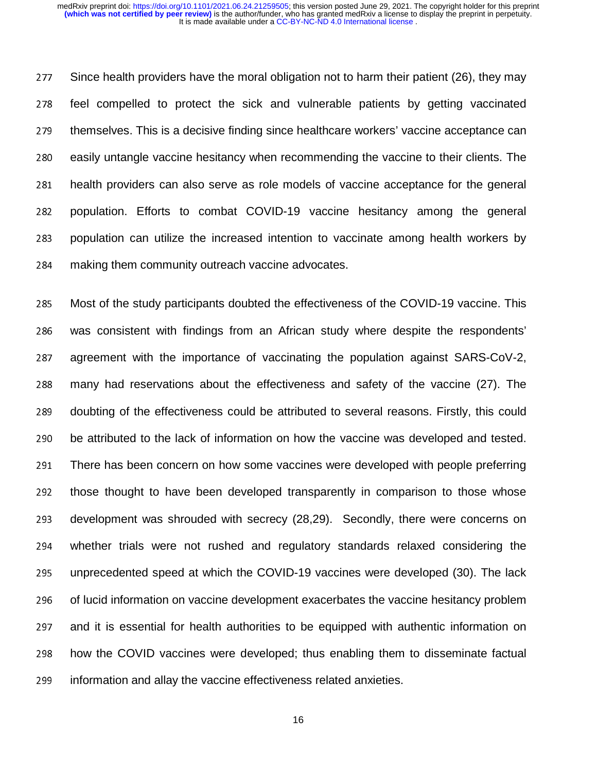Since health providers have the moral obligation not to harm their patient (26), they may feel compelled to protect the sick and vulnerable patients by getting vaccinated themselves. This is a decisive finding since healthcare workers' vaccine acceptance can easily untangle vaccine hesitancy when recommending the vaccine to their clients. The health providers can also serve as role models of vaccine acceptance for the general population. Efforts to combat COVID-19 vaccine hesitancy among the general population can utilize the increased intention to vaccinate among health workers by making them community outreach vaccine advocates.

Most of the study participants doubted the effectiveness of the COVID-19 vaccine. This was consistent with findings from an African study where despite the respondents' agreement with the importance of vaccinating the population against SARS-CoV-2, many had reservations about the effectiveness and safety of the vaccine (27). The doubting of the effectiveness could be attributed to several reasons. Firstly, this could be attributed to the lack of information on how the vaccine was developed and tested. There has been concern on how some vaccines were developed with people preferring those thought to have been developed transparently in comparison to those whose development was shrouded with secrecy (28,29). Secondly, there were concerns on whether trials were not rushed and regulatory standards relaxed considering the unprecedented speed at which the COVID-19 vaccines were developed (30). The lack of lucid information on vaccine development exacerbates the vaccine hesitancy problem and it is essential for health authorities to be equipped with authentic information on how the COVID vaccines were developed; thus enabling them to disseminate factual information and allay the vaccine effectiveness related anxieties.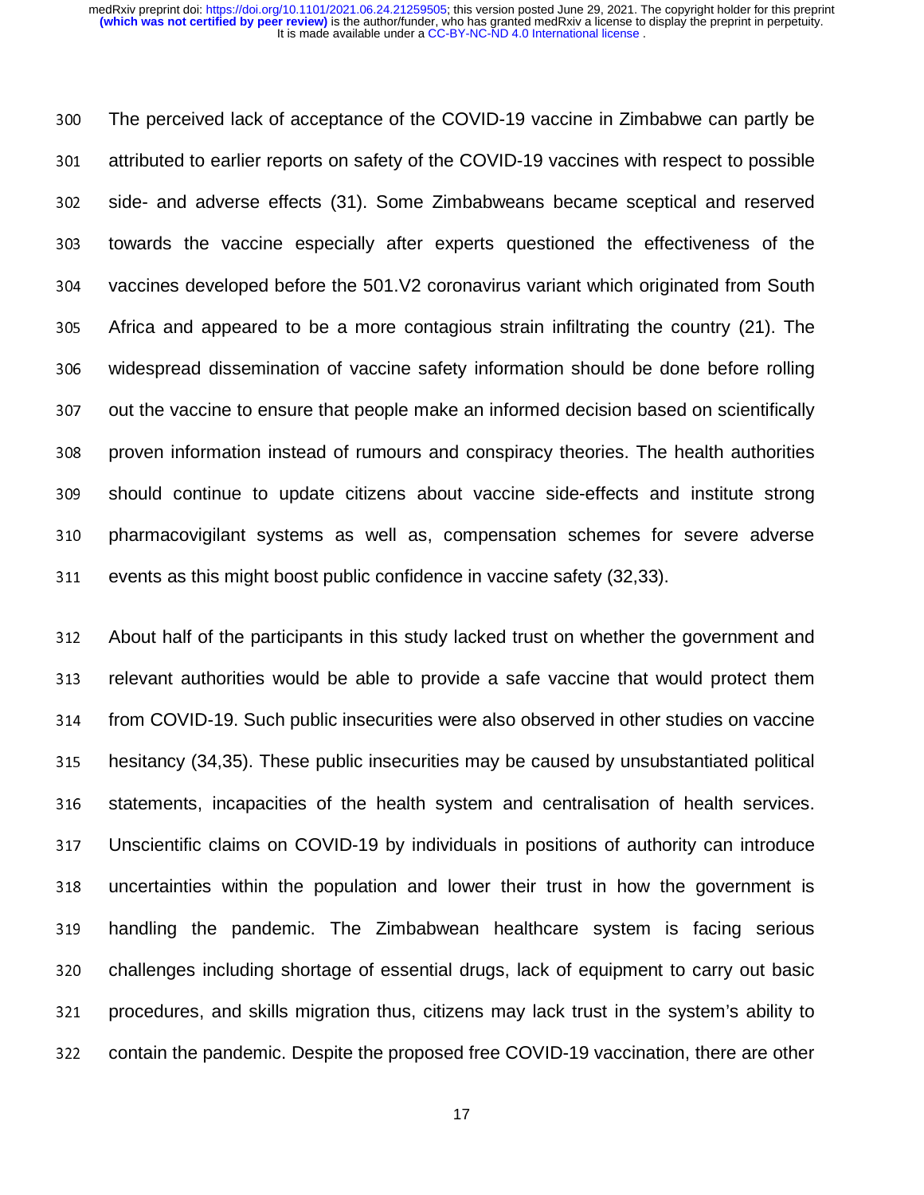The perceived lack of acceptance of the COVID-19 vaccine in Zimbabwe can partly be attributed to earlier reports on safety of the COVID-19 vaccines with respect to possible side- and adverse effects (31). Some Zimbabweans became sceptical and reserved towards the vaccine especially after experts questioned the effectiveness of the vaccines developed before the 501.V2 coronavirus variant which originated from South Africa and appeared to be a more contagious strain infiltrating the country (21). The widespread dissemination of vaccine safety information should be done before rolling out the vaccine to ensure that people make an informed decision based on scientifically proven information instead of rumours and conspiracy theories. The health authorities should continue to update citizens about vaccine side-effects and institute strong pharmacovigilant systems as well as, compensation schemes for severe adverse events as this might boost public confidence in vaccine safety (32,33).

About half of the participants in this study lacked trust on whether the government and relevant authorities would be able to provide a safe vaccine that would protect them from COVID-19. Such public insecurities were also observed in other studies on vaccine hesitancy (34,35). These public insecurities may be caused by unsubstantiated political statements, incapacities of the health system and centralisation of health services. Unscientific claims on COVID-19 by individuals in positions of authority can introduce uncertainties within the population and lower their trust in how the government is handling the pandemic. The Zimbabwean healthcare system is facing serious challenges including shortage of essential drugs, lack of equipment to carry out basic procedures, and skills migration thus, citizens may lack trust in the system's ability to contain the pandemic. Despite the proposed free COVID-19 vaccination, there are other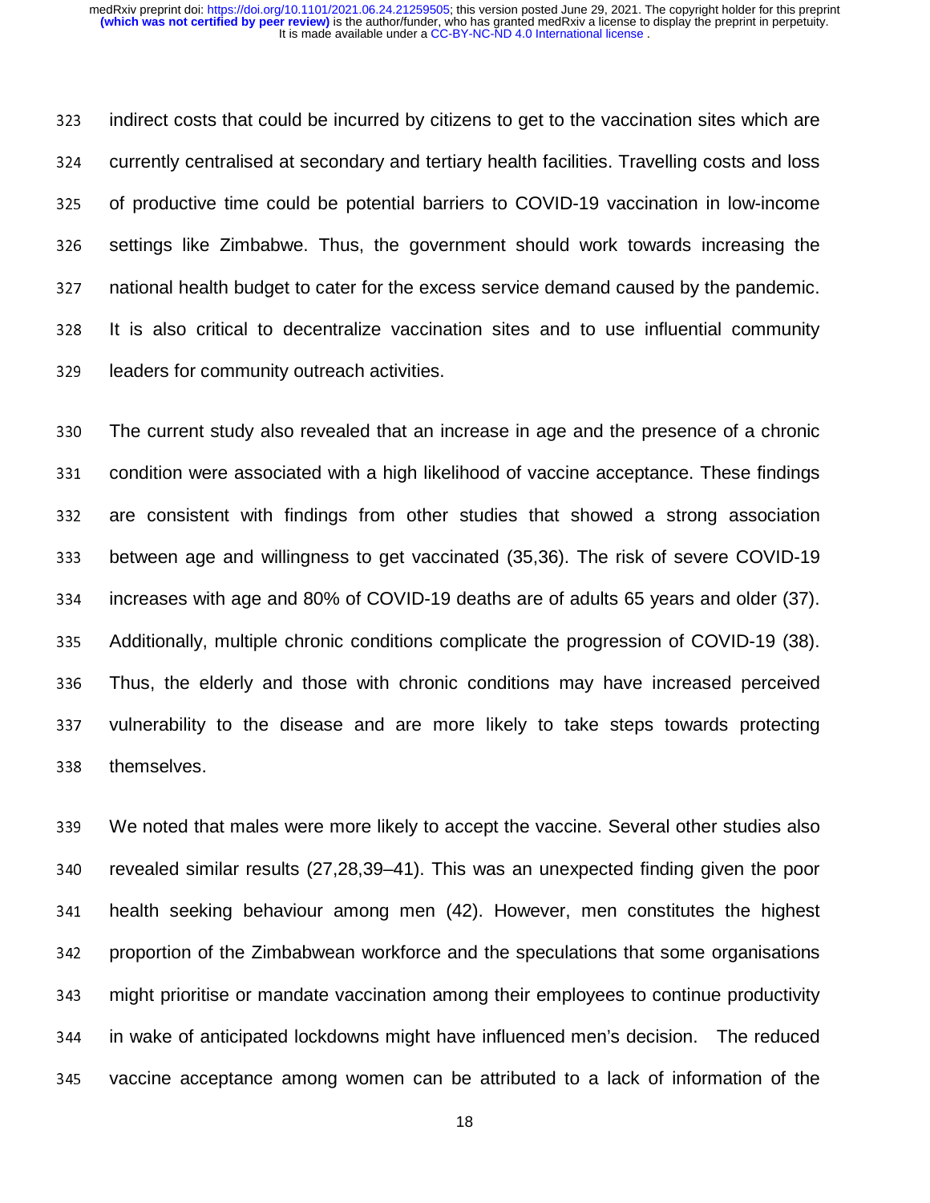indirect costs that could be incurred by citizens to get to the vaccination sites which are currently centralised at secondary and tertiary health facilities. Travelling costs and loss of productive time could be potential barriers to COVID-19 vaccination in low-income settings like Zimbabwe. Thus, the government should work towards increasing the national health budget to cater for the excess service demand caused by the pandemic. It is also critical to decentralize vaccination sites and to use influential community leaders for community outreach activities.

The current study also revealed that an increase in age and the presence of a chronic condition were associated with a high likelihood of vaccine acceptance. These findings are consistent with findings from other studies that showed a strong association between age and willingness to get vaccinated (35,36). The risk of severe COVID-19 increases with age and 80% of COVID-19 deaths are of adults 65 years and older (37). Additionally, multiple chronic conditions complicate the progression of COVID-19 (38). Thus, the elderly and those with chronic conditions may have increased perceived vulnerability to the disease and are more likely to take steps towards protecting themselves.

We noted that males were more likely to accept the vaccine. Several other studies also revealed similar results (27,28,39–41). This was an unexpected finding given the poor health seeking behaviour among men (42). However, men constitutes the highest proportion of the Zimbabwean workforce and the speculations that some organisations might prioritise or mandate vaccination among their employees to continue productivity in wake of anticipated lockdowns might have influenced men's decision. The reduced vaccine acceptance among women can be attributed to a lack of information of the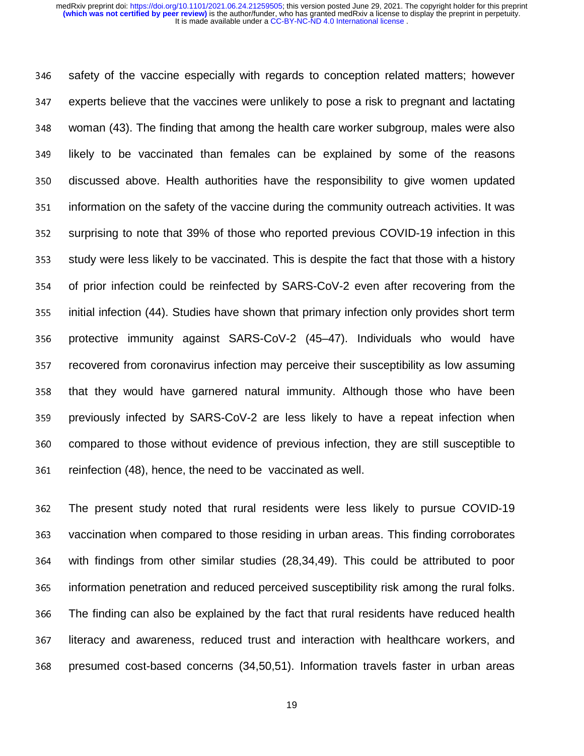safety of the vaccine especially with regards to conception related matters; however experts believe that the vaccines were unlikely to pose a risk to pregnant and lactating woman (43). The finding that among the health care worker subgroup, males were also likely to be vaccinated than females can be explained by some of the reasons discussed above. Health authorities have the responsibility to give women updated information on the safety of the vaccine during the community outreach activities. It was surprising to note that 39% of those who reported previous COVID-19 infection in this study were less likely to be vaccinated. This is despite the fact that those with a history of prior infection could be reinfected by SARS-CoV-2 even after recovering from the initial infection (44). Studies have shown that primary infection only provides short term protective immunity against SARS-CoV-2 (45–47). Individuals who would have recovered from coronavirus infection may perceive their susceptibility as low assuming that they would have garnered natural immunity. Although those who have been previously infected by SARS-CoV-2 are less likely to have a repeat infection when compared to those without evidence of previous infection, they are still susceptible to reinfection (48), hence, the need to be vaccinated as well.

The present study noted that rural residents were less likely to pursue COVID-19 vaccination when compared to those residing in urban areas. This finding corroborates with findings from other similar studies (28,34,49). This could be attributed to poor information penetration and reduced perceived susceptibility risk among the rural folks. The finding can also be explained by the fact that rural residents have reduced health literacy and awareness, reduced trust and interaction with healthcare workers, and presumed cost-based concerns (34,50,51). Information travels faster in urban areas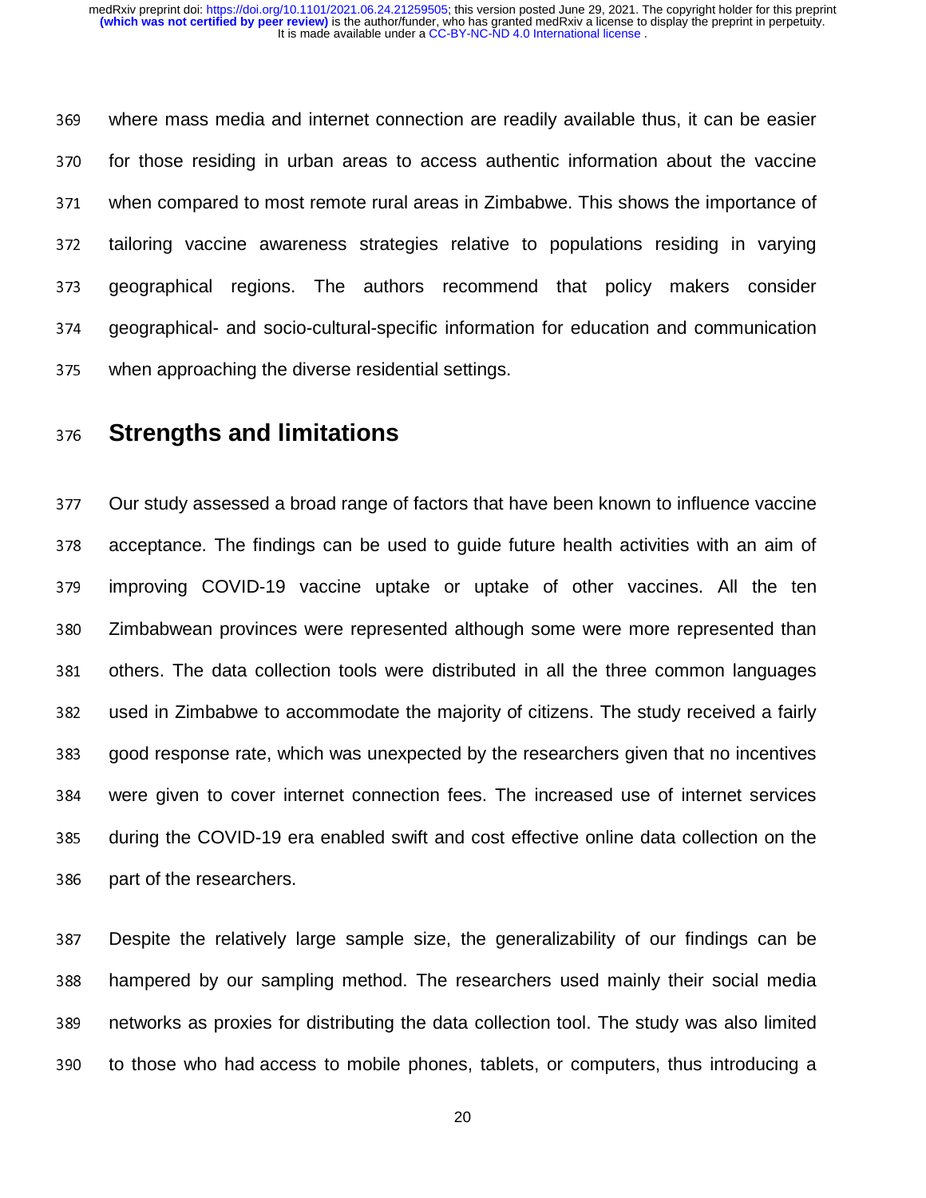where mass media and internet connection are readily available thus, it can be easier for those residing in urban areas to access authentic information about the vaccine when compared to most remote rural areas in Zimbabwe. This shows the importance of tailoring vaccine awareness strategies relative to populations residing in varying geographical regions. The authors recommend that policy makers consider geographical- and socio-cultural-specific information for education and communication when approaching the diverse residential settings.

## Strengths and limitations

Our study assessed a broad range of factors that have been known to influence vaccine acceptance. The findings can be used to guide future health activities with an aim of improving COVID-19 vaccine uptake or uptake of other vaccines. All the ten Zimbabwean provinces were represented although some were more represented than others. The data collection tools were distributed in all the three common languages used in Zimbabwe to accommodate the majority of citizens. The study received a fairly good response rate, which was unexpected by the researchers given that no incentives were given to cover internet connection fees. The increased use of internet services during the COVID-19 era enabled swift and cost effective online data collection on the part of the researchers.

Despite the relatively large sample size, the generalizability of our findings can be hampered by our sampling method. The researchers used mainly their social media networks as proxies for distributing the data collection tool. The study was also limited to those who had access to mobile phones, tablets, or computers, thus introducing a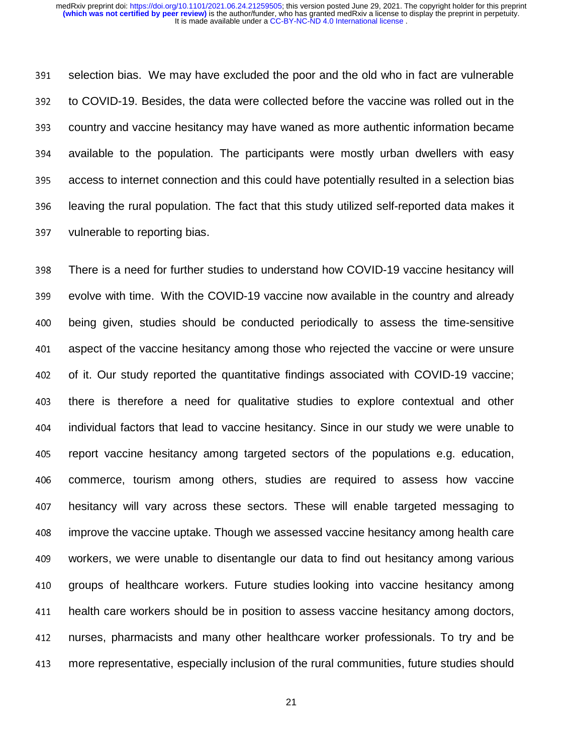selection bias. We may have excluded the poor and the old who in fact are vulnerable to COVID-19. Besides, the data were collected before the vaccine was rolled out in the country and vaccine hesitancy may have waned as more authentic information became available to the population. The participants were mostly urban dwellers with easy access to internet connection and this could have potentially resulted in a selection bias leaving the rural population. The fact that this study utilized self-reported data makes it vulnerable to reporting bias.

There is a need for further studies to understand how COVID-19 vaccine hesitancy will evolve with time. With the COVID-19 vaccine now available in the country and already being given, studies should be conducted periodically to assess the time-sensitive aspect of the vaccine hesitancy among those who rejected the vaccine or were unsure of it. Our study reported the quantitative findings associated with COVID-19 vaccine; there is therefore a need for qualitative studies to explore contextual and other individual factors that lead to vaccine hesitancy. Since in our study we were unable to report vaccine hesitancy among targeted sectors of the populations e.g. education, commerce, tourism among others, studies are required to assess how vaccine hesitancy will vary across these sectors. These will enable targeted messaging to improve the vaccine uptake. Though we assessed vaccine hesitancy among health care workers, we were unable to disentangle our data to find out hesitancy among various groups of healthcare workers. Future studies looking into vaccine hesitancy among health care workers should be in position to assess vaccine hesitancy among doctors, nurses, pharmacists and many other healthcare worker professionals. To try and be more representative, especially inclusion of the rural communities, future studies should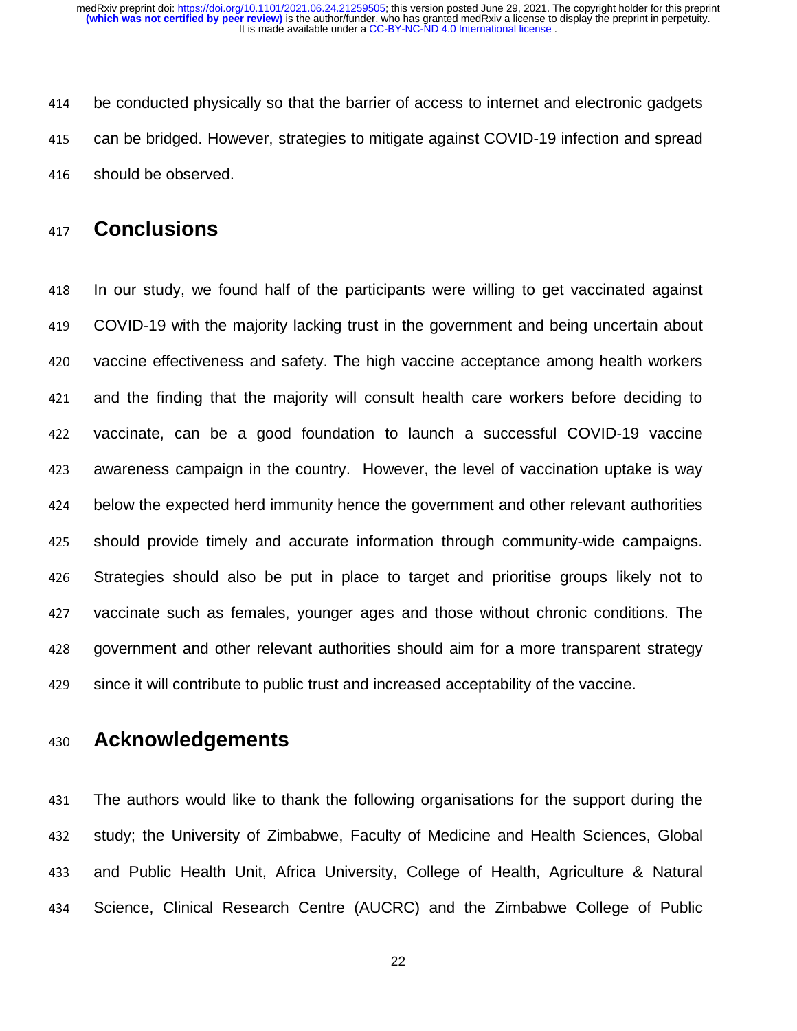be conducted physically so that the barrier of access to internet and electronic gadgets can be bridged. However, strategies to mitigate against COVID-19 infection and spread should be observed.

## Conclusions

In our study, we found half of the participants were willing to get vaccinated against COVID-19 with the majority lacking trust in the government and being uncertain about vaccine effectiveness and safety. The high vaccine acceptance among health workers and the finding that the majority will consult health care workers before deciding to vaccinate, can be a good foundation to launch a successful COVID-19 vaccine awareness campaign in the country. However, the level of vaccination uptake is way below the expected herd immunity hence the government and other relevant authorities should provide timely and accurate information through community-wide campaigns. Strategies should also be put in place to target and prioritise groups likely not to vaccinate such as females, younger ages and those without chronic conditions. The government and other relevant authorities should aim for a more transparent strategy since it will contribute to public trust and increased acceptability of the vaccine.

## Acknowledgements

The authors would like to thank the following organisations for the support during the study; the University of Zimbabwe, Faculty of Medicine and Health Sciences, Global and Public Health Unit, Africa University, College of Health, Agriculture & Natural Science, Clinical Research Centre (AUCRC) and the Zimbabwe College of Public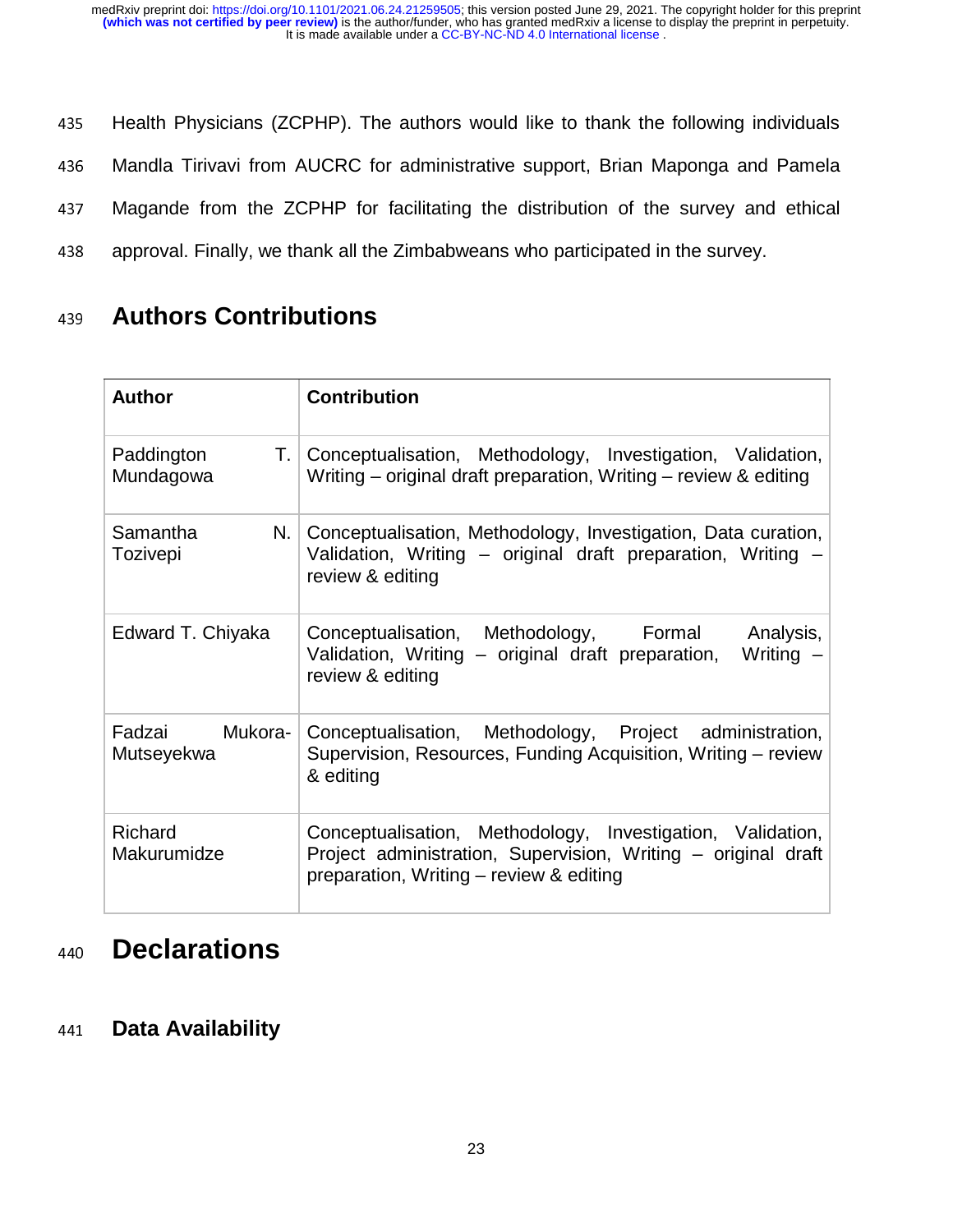Health Physicians (ZCPHP). The authors would like to thank the following individuals Mandla Tirivavi from AUCRC for administrative support, Brian Maponga and Pamela Magande from the ZCPHP for facilitating the distribution of the survey and ethical approval. Finally, we thank all the Zimbabweans who participated in the survey.

## Authors Contributions

| Author | Contribution |
|---|---|
| Paddington T. Mundagowa | Conceptualisation, Methodology, Investigation, Validation, Writing – original draft preparation, Writing – review & editing |
| Samantha N. Tozivepi | Conceptualisation, Methodology, Investigation, Data curation, Validation, Writing – original draft preparation, Writing – review & editing |
| Edward T. Chiyaka | Conceptualisation, Methodology, Formal Analysis, Validation, Writing – original draft preparation, Writing – review & editing |
| Fadzai Mukora-Mutseyekwa | Conceptualisation, Methodology, Project administration, Supervision, Resources, Funding Acquisition, Writing – review & editing |
| Richard Makurumidze | Conceptualisation, Methodology, Investigation, Validation, Project administration, Supervision, Writing – original draft preparation, Writing – review & editing |

# Declarations

## Data Availability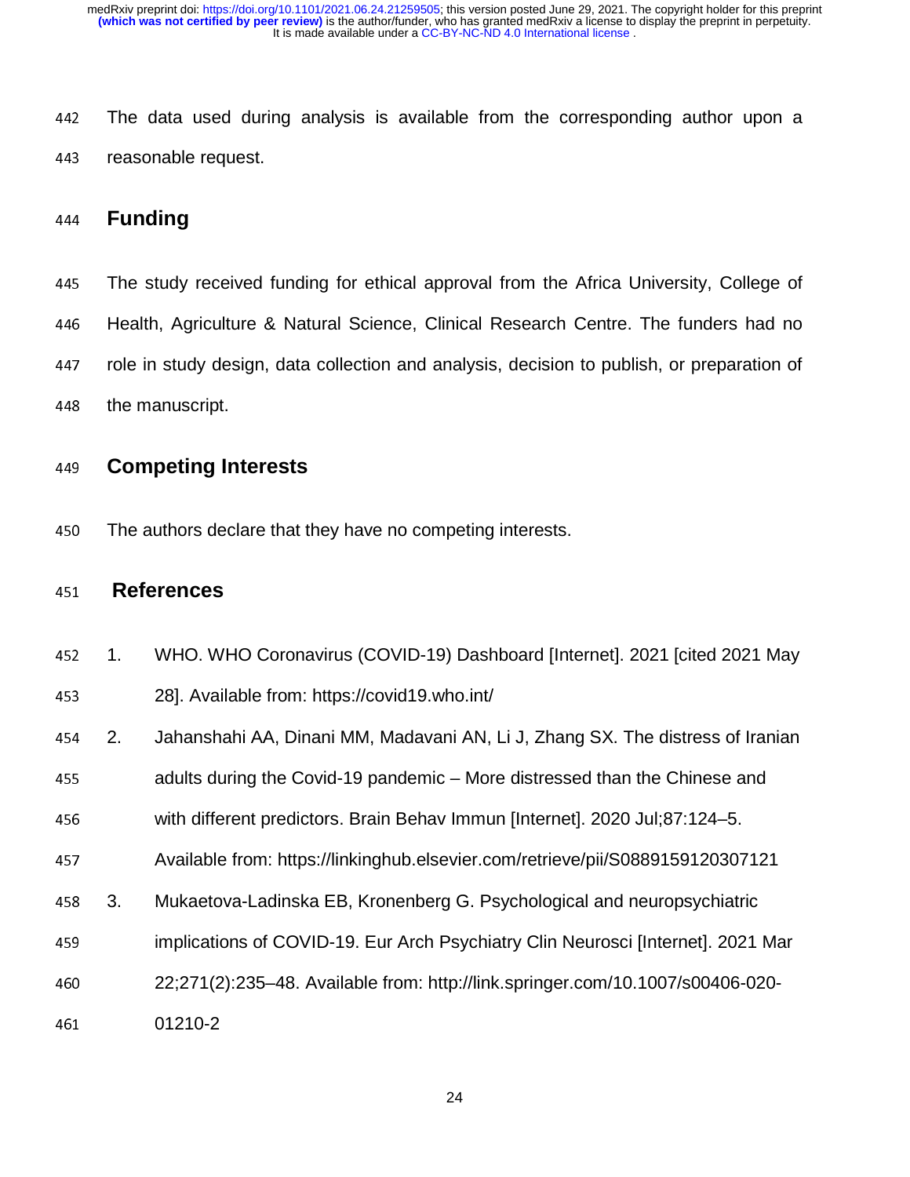The data used during analysis is available from the corresponding author upon a reasonable request.

## Funding

The study received funding for ethical approval from the Africa University, College of Health, Agriculture & Natural Science, Clinical Research Centre. The funders had no role in study design, data collection and analysis, decision to publish, or preparation of the manuscript.

## Competing Interests

The authors declare that they have no competing interests.

## References

1. WHO. WHO Coronavirus (COVID-19) Dashboard [Internet]. 2021 [cited 2021 May 28]. Available from: https://covid19.who.int/
2. Jahanshahi AA, Dinani MM, Madavani AN, Li J, Zhang SX. The distress of Iranian adults during the Covid-19 pandemic – More distressed than the Chinese and with different predictors. Brain Behav Immun [Internet]. 2020 Jul;87:124–5. Available from: https://linkinghub.elsevier.com/retrieve/pii/S0889159120307121
3. Mukaetova-Ladinska EB, Kronenberg G. Psychological and neuropsychiatric implications of COVID-19. Eur Arch Psychiatry Clin Neurosci [Internet]. 2021 Mar 22;271(2):235–48. Available from: http://link.springer.com/10.1007/s00406-020-01210-2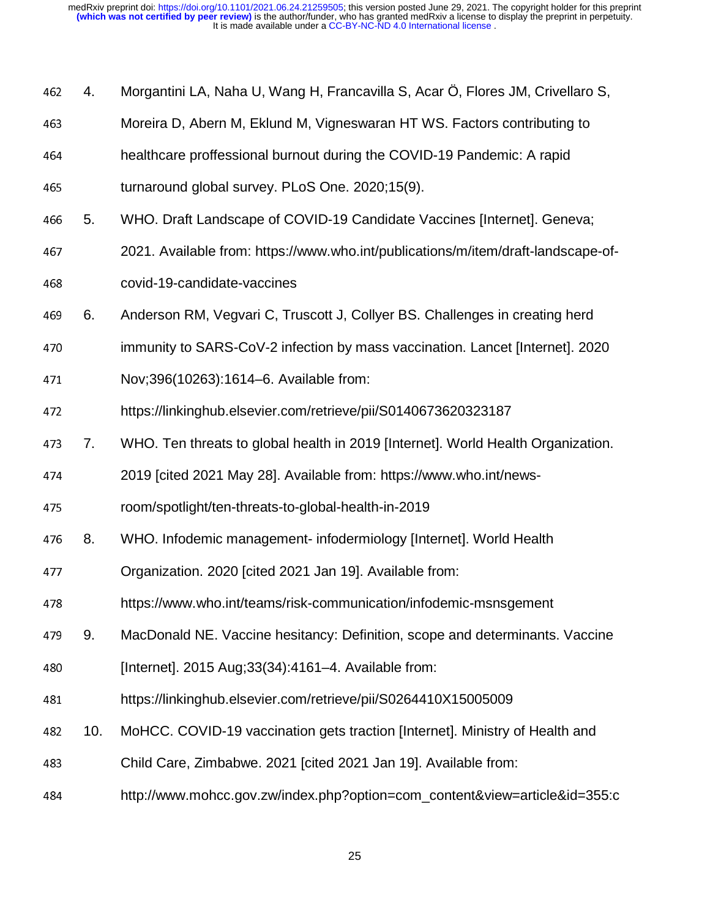4. Morgantini LA, Naha U, Wang H, Francavilla S, Acar Ö, Flores JM, Crivellaro S, Moreira D, Abern M, Eklund M, Vigneswaran HT WS. Factors contributing to healthcare proffessional burnout during the COVID-19 Pandemic: A rapid turnaround global survey. PLoS One. 2020;15(9).
5. WHO. Draft Landscape of COVID-19 Candidate Vaccines [Internet]. Geneva; 2021. Available from: https://www.who.int/publications/m/item/draft-landscape-of-covid-19-candidate-vaccines
6. Anderson RM, Vegvari C, Truscott J, Collyer BS. Challenges in creating herd immunity to SARS-CoV-2 infection by mass vaccination. Lancet [Internet]. 2020 Nov;396(10263):1614–6. Available from: https://linkinghub.elsevier.com/retrieve/pii/S0140673620323187
7. WHO. Ten threats to global health in 2019 [Internet]. World Health Organization. 2019 [cited 2021 May 28]. Available from: https://www.who.int/news-room/spotlight/ten-threats-to-global-health-in-2019
8. WHO. Infodemic management- infodermiology [Internet]. World Health Organization. 2020 [cited 2021 Jan 19]. Available from: https://www.who.int/teams/risk-communication/infodemic-msnsgement
9. MacDonald NE. Vaccine hesitancy: Definition, scope and determinants. Vaccine [Internet]. 2015 Aug;33(34):4161–4. Available from: https://linkinghub.elsevier.com/retrieve/pii/S0264410X15005009
10. MoHCC. COVID-19 vaccination gets traction [Internet]. Ministry of Health and Child Care, Zimbabwe. 2021 [cited 2021 Jan 19]. Available from: http://www.mohcc.gov.zw/index.php?option=com_content&view=article&id=355:c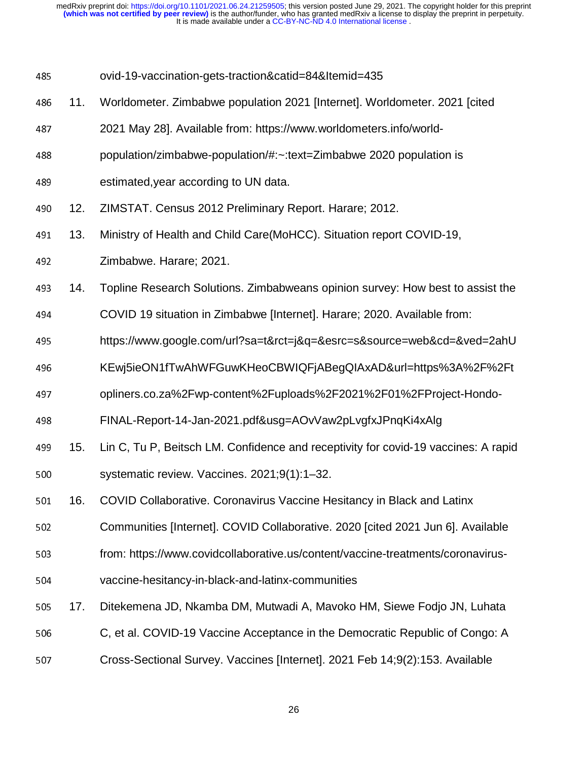ovid-19-vaccination-gets-traction&catid=84&Itemid=435

11. Worldometer. Zimbabwe population 2021 [Internet]. Worldometer. 2021 [cited 2021 May 28]. Available from: https://www.worldometers.info/world-population/zimbabwe-population/#:~:text=Zimbabwe 2020 population is estimated,year according to UN data.
12. ZIMSTAT. Census 2012 Preliminary Report. Harare; 2012.
13. Ministry of Health and Child Care(MoHCC). Situation report COVID-19, Zimbabwe. Harare; 2021.
14. Topline Research Solutions. Zimbabweans opinion survey: How best to assist the COVID 19 situation in Zimbabwe [Internet]. Harare; 2020. Available from: https://www.google.com/url?sa=t&rct=j&q=&esrc=s&source=web&cd=&ved=2ahUKEwj5ieON1fTwAhWFGuwKHeoCBWIQFjABegQIAxAD&url=https%3A%2F%2Ftopliners.co.za%2Fwp-content%2Fuploads%2F2021%2F01%2FProject-Hondo-FINAL-Report-14-Jan-2021.pdf&usg=AOvVaw2pLvgfxJPnqKi4xAlg
15. Lin C, Tu P, Beitsch LM. Confidence and receptivity for covid-19 vaccines: A rapid systematic review. Vaccines. 2021;9(1):1–32.
16. COVID Collaborative. Coronavirus Vaccine Hesitancy in Black and Latinx Communities [Internet]. COVID Collaborative. 2020 [cited 2021 Jun 6]. Available from: https://www.covidcollaborative.us/content/vaccine-treatments/coronavirus-vaccine-hesitancy-in-black-and-latinx-communities
17. Ditekemena JD, Nkamba DM, Mutwadi A, Mavoko HM, Siewe Fodjo JN, Luhata C, et al. COVID-19 Vaccine Acceptance in the Democratic Republic of Congo: A Cross-Sectional Survey. Vaccines [Internet]. 2021 Feb 14;9(2):153. Available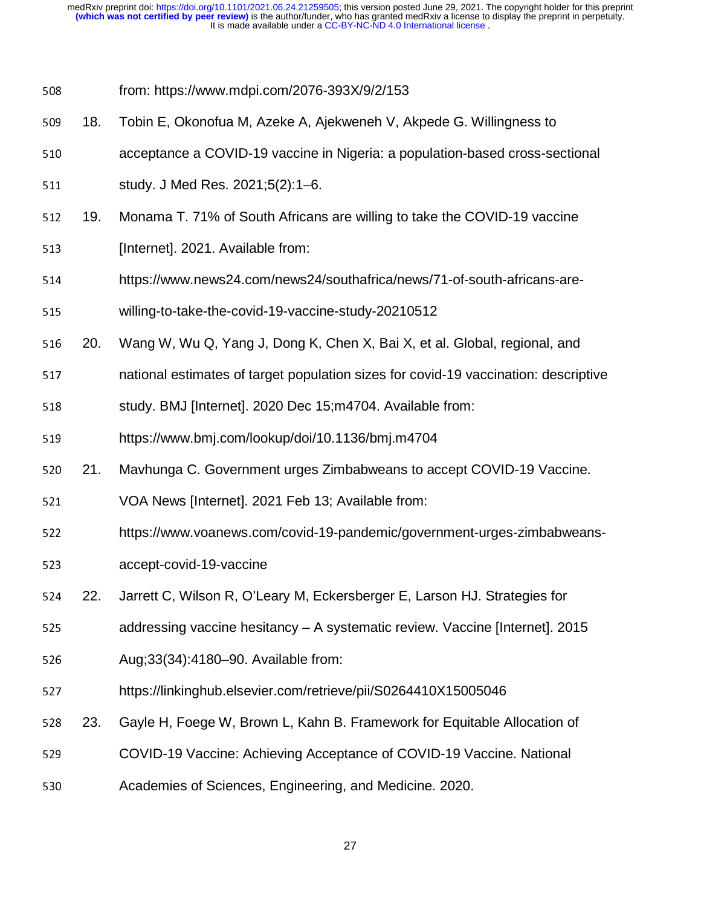from: https://www.mdpi.com/2076-393X/9/2/153

18. Tobin E, Okonofua M, Azeke A, Ajekweneh V, Akpede G. Willingness to acceptance a COVID-19 vaccine in Nigeria: a population-based cross-sectional study. J Med Res. 2021;5(2):1–6.

19. Monama T. 71% of South Africans are willing to take the COVID-19 vaccine [Internet]. 2021. Available from: https://www.news24.com/news24/southafrica/news/71-of-south-africans-are-willing-to-take-the-covid-19-vaccine-study-20210512

20. Wang W, Wu Q, Yang J, Dong K, Chen X, Bai X, et al. Global, regional, and national estimates of target population sizes for covid-19 vaccination: descriptive study. BMJ [Internet]. 2020 Dec 15;m4704. Available from: https://www.bmj.com/lookup/doi/10.1136/bmj.m4704

21. Mavhunga C. Government urges Zimbabweans to accept COVID-19 Vaccine. VOA News [Internet]. 2021 Feb 13; Available from: https://www.voanews.com/covid-19-pandemic/government-urges-zimbabweans-accept-covid-19-vaccine

22. Jarrett C, Wilson R, O'Leary M, Eckersberger E, Larson HJ. Strategies for addressing vaccine hesitancy – A systematic review. Vaccine [Internet]. 2015 Aug;33(34):4180–90. Available from: https://linkinghub.elsevier.com/retrieve/pii/S0264410X15005046

23. Gayle H, Foege W, Brown L, Kahn B. Framework for Equitable Allocation of COVID-19 Vaccine: Achieving Acceptance of COVID-19 Vaccine. National Academies of Sciences, Engineering, and Medicine. 2020.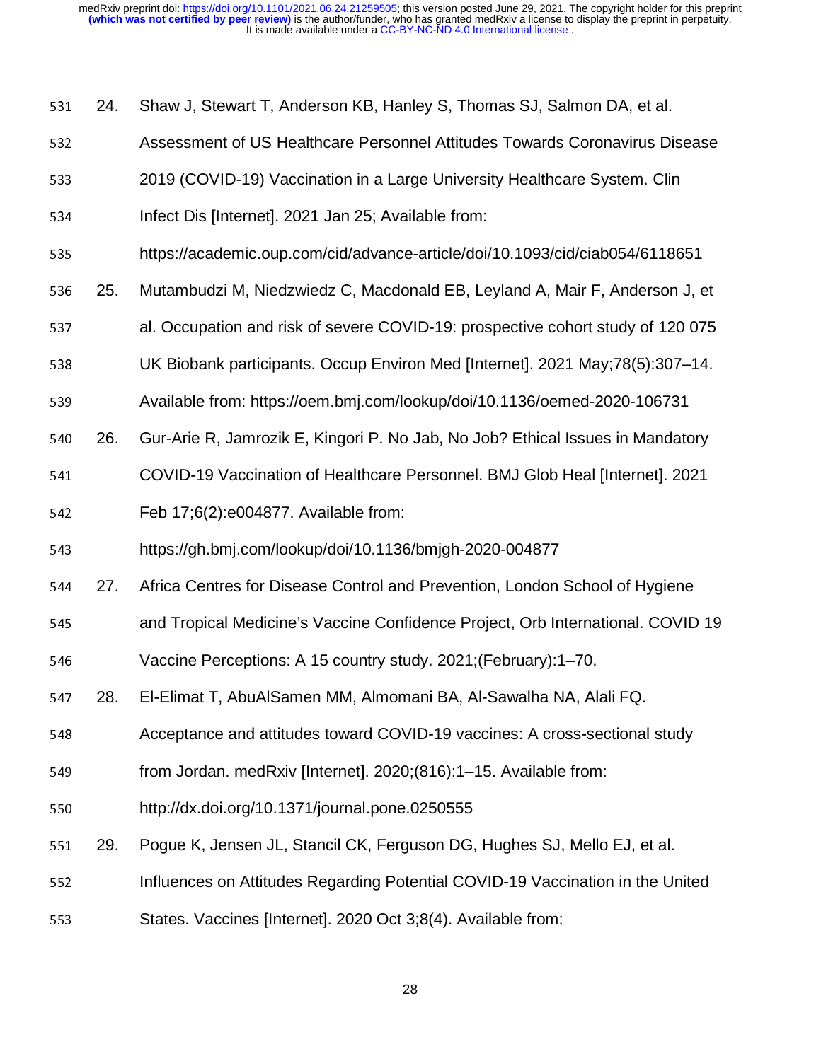24. Shaw J, Stewart T, Anderson KB, Hanley S, Thomas SJ, Salmon DA, et al. Assessment of US Healthcare Personnel Attitudes Towards Coronavirus Disease 2019 (COVID-19) Vaccination in a Large University Healthcare System. Clin Infect Dis [Internet]. 2021 Jan 25; Available from: https://academic.oup.com/cid/advance-article/doi/10.1093/cid/ciab054/6118651
25. Mutambudzi M, Niedzwiedz C, Macdonald EB, Leyland A, Mair F, Anderson J, et al. Occupation and risk of severe COVID-19: prospective cohort study of 120 075 UK Biobank participants. Occup Environ Med [Internet]. 2021 May;78(5):307–14. Available from: https://oem.bmj.com/lookup/doi/10.1136/oemed-2020-106731
26. Gur-Arie R, Jamrozik E, Kingori P. No Jab, No Job? Ethical Issues in Mandatory COVID-19 Vaccination of Healthcare Personnel. BMJ Glob Heal [Internet]. 2021 Feb 17;6(2):e004877. Available from: https://gh.bmj.com/lookup/doi/10.1136/bmjgh-2020-004877
27. Africa Centres for Disease Control and Prevention, London School of Hygiene and Tropical Medicine's Vaccine Confidence Project, Orb International. COVID 19 Vaccine Perceptions: A 15 country study. 2021;(February):1–70.
28. El-Elimat T, AbuAlSamen MM, Almomani BA, Al-Sawalha NA, Alali FQ. Acceptance and attitudes toward COVID-19 vaccines: A cross-sectional study from Jordan. medRxiv [Internet]. 2020;(816):1–15. Available from: http://dx.doi.org/10.1371/journal.pone.0250555
29. Pogue K, Jensen JL, Stancil CK, Ferguson DG, Hughes SJ, Mello EJ, et al. Influences on Attitudes Regarding Potential COVID-19 Vaccination in the United States. Vaccines [Internet]. 2020 Oct 3;8(4). Available from: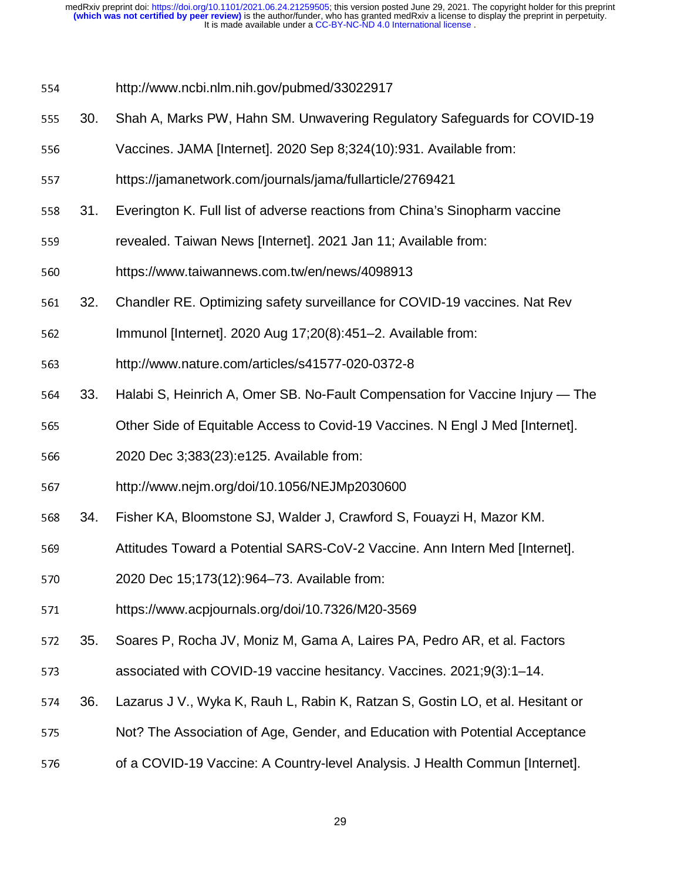http://www.ncbi.nlm.nih.gov/pubmed/33022917

30. Shah A, Marks PW, Hahn SM. Unwavering Regulatory Safeguards for COVID-19 Vaccines. JAMA [Internet]. 2020 Sep 8;324(10):931. Available from: https://jamanetwork.com/journals/jama/fullarticle/2769421

31. Everington K. Full list of adverse reactions from China's Sinopharm vaccine revealed. Taiwan News [Internet]. 2021 Jan 11; Available from: https://www.taiwannews.com.tw/en/news/4098913

32. Chandler RE. Optimizing safety surveillance for COVID-19 vaccines. Nat Rev Immunol [Internet]. 2020 Aug 17;20(8):451–2. Available from: http://www.nature.com/articles/s41577-020-0372-8

33. Halabi S, Heinrich A, Omer SB. No-Fault Compensation for Vaccine Injury — The Other Side of Equitable Access to Covid-19 Vaccines. N Engl J Med [Internet]. 2020 Dec 3;383(23):e125. Available from: http://www.nejm.org/doi/10.1056/NEJMp2030600

34. Fisher KA, Bloomstone SJ, Walder J, Crawford S, Fouayzi H, Mazor KM. Attitudes Toward a Potential SARS-CoV-2 Vaccine. Ann Intern Med [Internet]. 2020 Dec 15;173(12):964–73. Available from: https://www.acpjournals.org/doi/10.7326/M20-3569

35. Soares P, Rocha JV, Moniz M, Gama A, Laires PA, Pedro AR, et al. Factors associated with COVID-19 vaccine hesitancy. Vaccines. 2021;9(3):1–14.

36. Lazarus J V., Wyka K, Rauh L, Rabin K, Ratzan S, Gostin LO, et al. Hesitant or Not? The Association of Age, Gender, and Education with Potential Acceptance of a COVID-19 Vaccine: A Country-level Analysis. J Health Commun [Internet].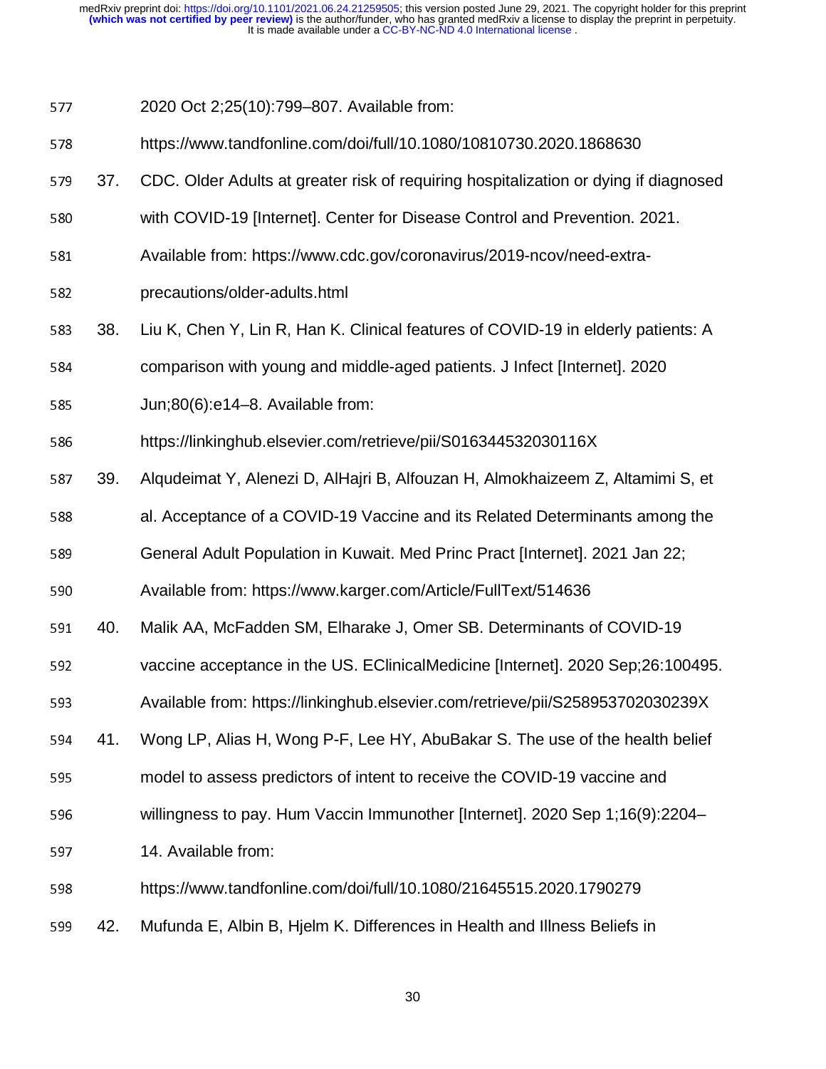2020 Oct 2;25(10):799–807. Available from: https://www.tandfonline.com/doi/full/10.1080/10810730.2020.1868630

37. CDC. Older Adults at greater risk of requiring hospitalization or dying if diagnosed with COVID-19 [Internet]. Center for Disease Control and Prevention. 2021. Available from: https://www.cdc.gov/coronavirus/2019-ncov/need-extra-precautions/older-adults.html

38. Liu K, Chen Y, Lin R, Han K. Clinical features of COVID-19 in elderly patients: A comparison with young and middle-aged patients. J Infect [Internet]. 2020 Jun;80(6):e14–8. Available from: https://linkinghub.elsevier.com/retrieve/pii/S016344532030116X

39. Alqudeimat Y, Alenezi D, AlHajri B, Alfouzan H, Almokhaizeem Z, Altamimi S, et al. Acceptance of a COVID-19 Vaccine and its Related Determinants among the General Adult Population in Kuwait. Med Princ Pract [Internet]. 2021 Jan 22; Available from: https://www.karger.com/Article/FullText/514636

40. Malik AA, McFadden SM, Elharake J, Omer SB. Determinants of COVID-19 vaccine acceptance in the US. EClinicalMedicine [Internet]. 2020 Sep;26:100495. Available from: https://linkinghub.elsevier.com/retrieve/pii/S258953702030239X

41. Wong LP, Alias H, Wong P-F, Lee HY, AbuBakar S. The use of the health belief model to assess predictors of intent to receive the COVID-19 vaccine and willingness to pay. Hum Vaccin Immunother [Internet]. 2020 Sep 1;16(9):2204–14. Available from: https://www.tandfonline.com/doi/full/10.1080/21645515.2020.1790279

42. Mufunda E, Albin B, Hjelm K. Differences in Health and Illness Beliefs in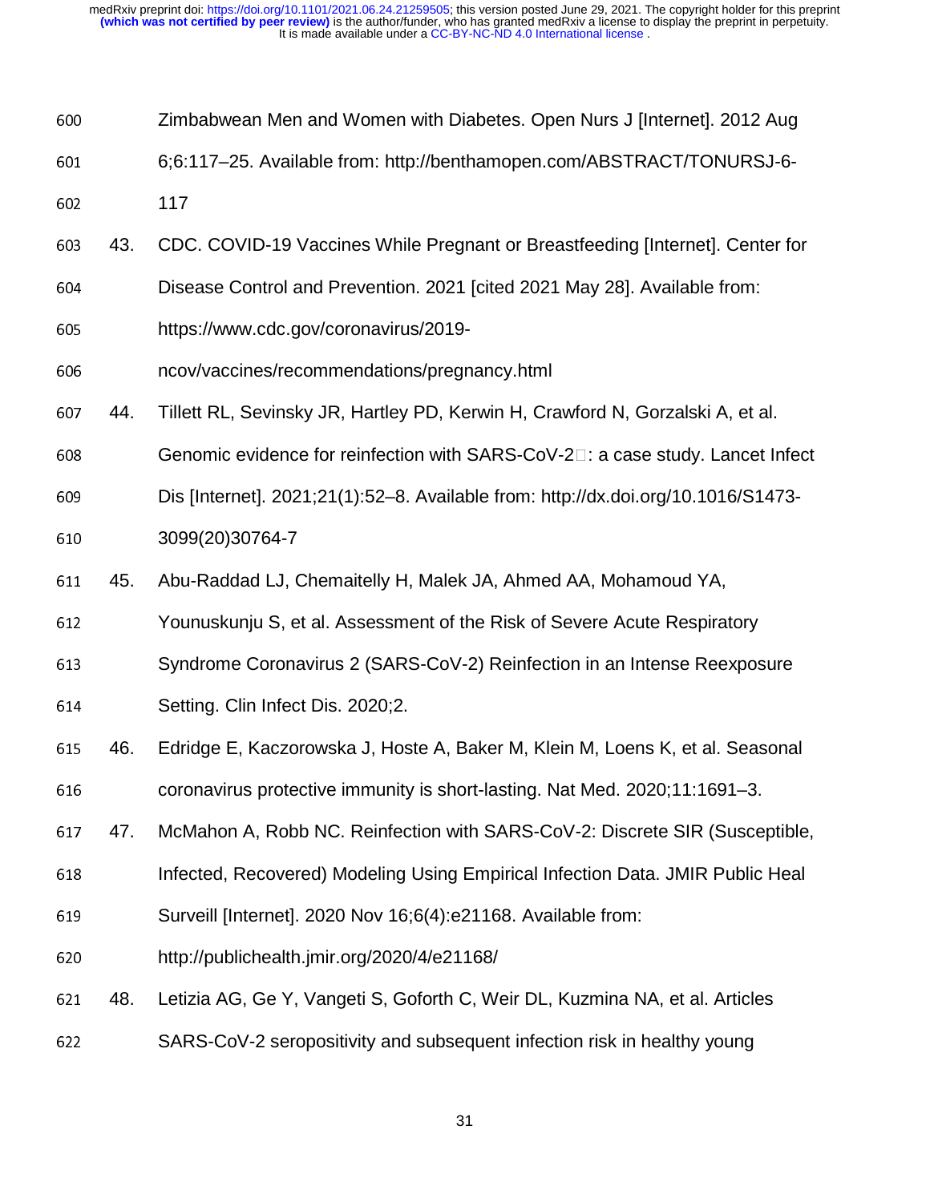Zimbabwean Men and Women with Diabetes. Open Nurs J [Internet]. 2012 Aug 6;6:117–25. Available from: http://benthamopen.com/ABSTRACT/TONURSJ-6-117

43. CDC. COVID-19 Vaccines While Pregnant or Breastfeeding [Internet]. Center for Disease Control and Prevention. 2021 [cited 2021 May 28]. Available from: https://www.cdc.gov/coronavirus/2019-ncov/vaccines/recommendations/pregnancy.html

44. Tillett RL, Sevinsky JR, Hartley PD, Kerwin H, Crawford N, Gorzalski A, et al. Genomic evidence for reinfection with SARS-CoV-2 : a case study. Lancet Infect Dis [Internet]. 2021;21(1):52–8. Available from: http://dx.doi.org/10.1016/S1473-3099(20)30764-7

45. Abu-Raddad LJ, Chemaitelly H, Malek JA, Ahmed AA, Mohamoud YA, Younuskunju S, et al. Assessment of the Risk of Severe Acute Respiratory Syndrome Coronavirus 2 (SARS-CoV-2) Reinfection in an Intense Reexposure Setting. Clin Infect Dis. 2020;2.

46. Edridge E, Kaczorowska J, Hoste A, Baker M, Klein M, Loens K, et al. Seasonal coronavirus protective immunity is short-lasting. Nat Med. 2020;11:1691–3.

47. McMahon A, Robb NC. Reinfection with SARS-CoV-2: Discrete SIR (Susceptible, Infected, Recovered) Modeling Using Empirical Infection Data. JMIR Public Heal Surveill [Internet]. 2020 Nov 16;6(4):e21168. Available from: http://publichealth.jmir.org/2020/4/e21168/

48. Letizia AG, Ge Y, Vangeti S, Goforth C, Weir DL, Kuzmina NA, et al. Articles SARS-CoV-2 seropositivity and subsequent infection risk in healthy young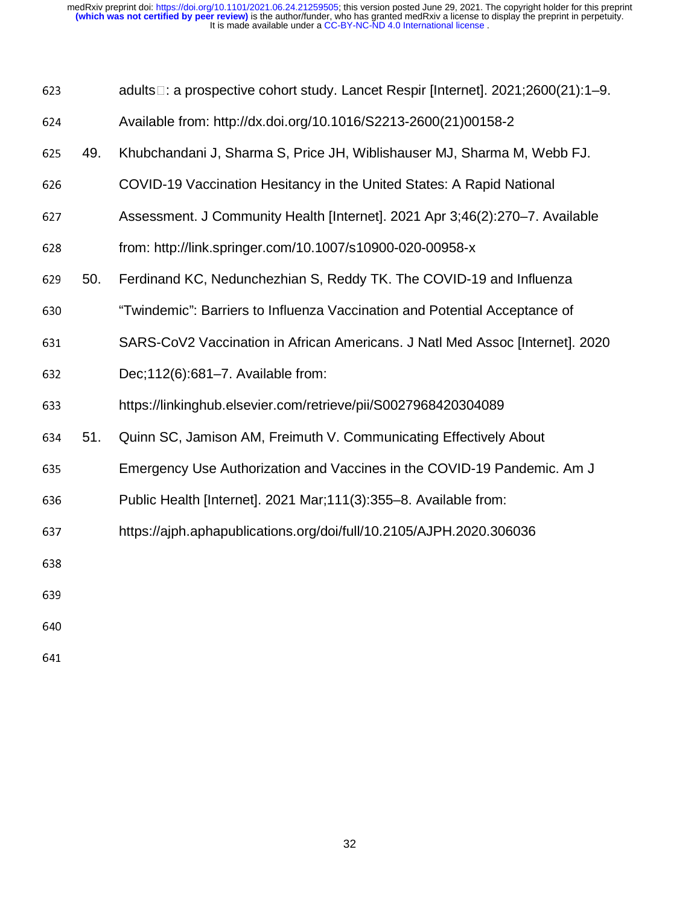adults: a prospective cohort study. Lancet Respir [Internet]. 2021;2600(21):1–9. Available from: http://dx.doi.org/10.1016/S2213-2600(21)00158-2

49. Khubchandani J, Sharma S, Price JH, Wiblishauser MJ, Sharma M, Webb FJ. COVID-19 Vaccination Hesitancy in the United States: A Rapid National Assessment. J Community Health [Internet]. 2021 Apr 3;46(2):270–7. Available from: http://link.springer.com/10.1007/s10900-020-00958-x

50. Ferdinand KC, Nedunchezhian S, Reddy TK. The COVID-19 and Influenza "Twindemic": Barriers to Influenza Vaccination and Potential Acceptance of SARS-CoV2 Vaccination in African Americans. J Natl Med Assoc [Internet]. 2020 Dec;112(6):681–7. Available from: https://linkinghub.elsevier.com/retrieve/pii/S0027968420304089

51. Quinn SC, Jamison AM, Freimuth V. Communicating Effectively About Emergency Use Authorization and Vaccines in the COVID-19 Pandemic. Am J Public Health [Internet]. 2021 Mar;111(3):355–8. Available from: https://ajph.aphapublications.org/doi/full/10.2105/AJPH.2020.306036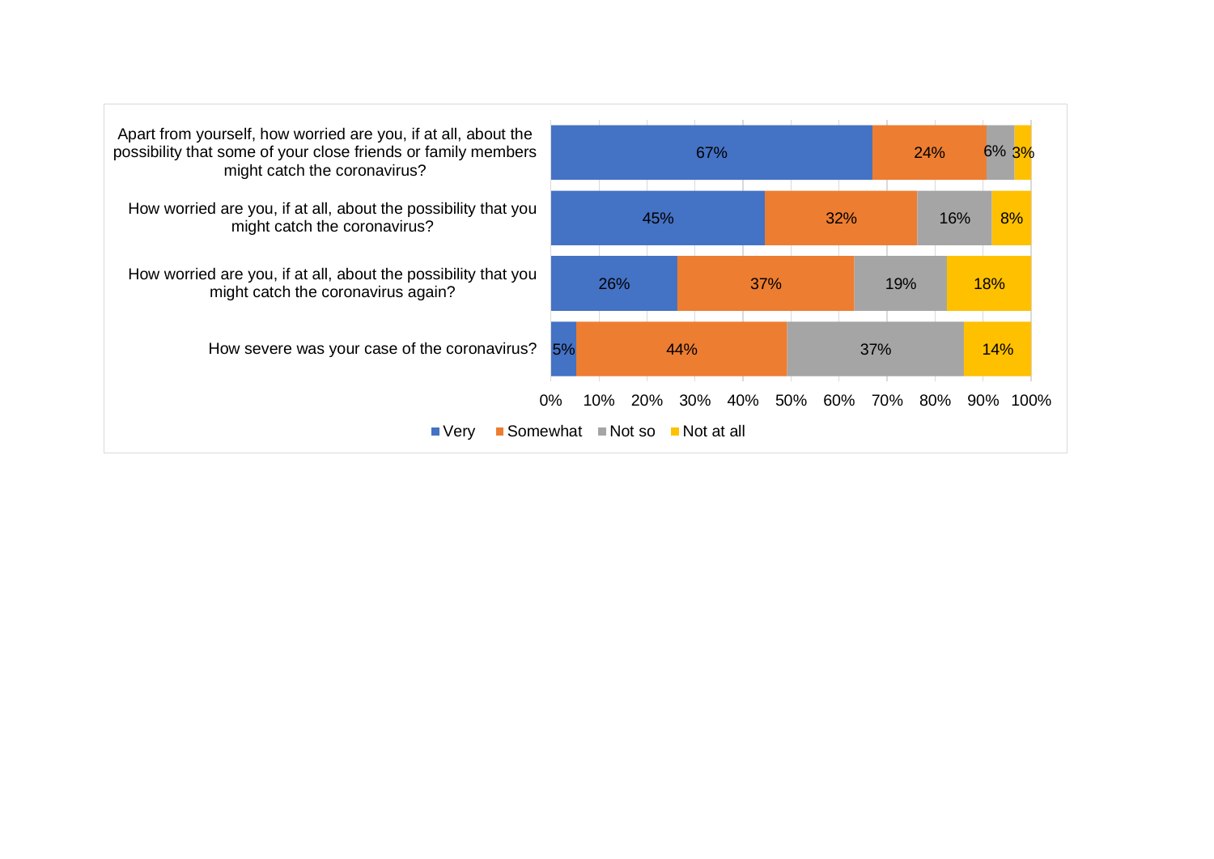| | Very | Somewhat | Not so | Not at all |
|---|---|---|---|---|
| Apart from yourself, how worried are you, if at all, about the possibility that some of your close friends or family members might catch the coronavirus? | 67% | 24% | 6% | 3% |
| How worried are you, if at all, about the possibility that you might catch the coronavirus? | 45% | 32% | 16% | 8% |
| How worried are you, if at all, about the possibility that you might catch the coronavirus again? | 26% | 37% | 19% | 18% |
| How severe was your case of the coronavirus? | 5% | 44% | 37% | 14% |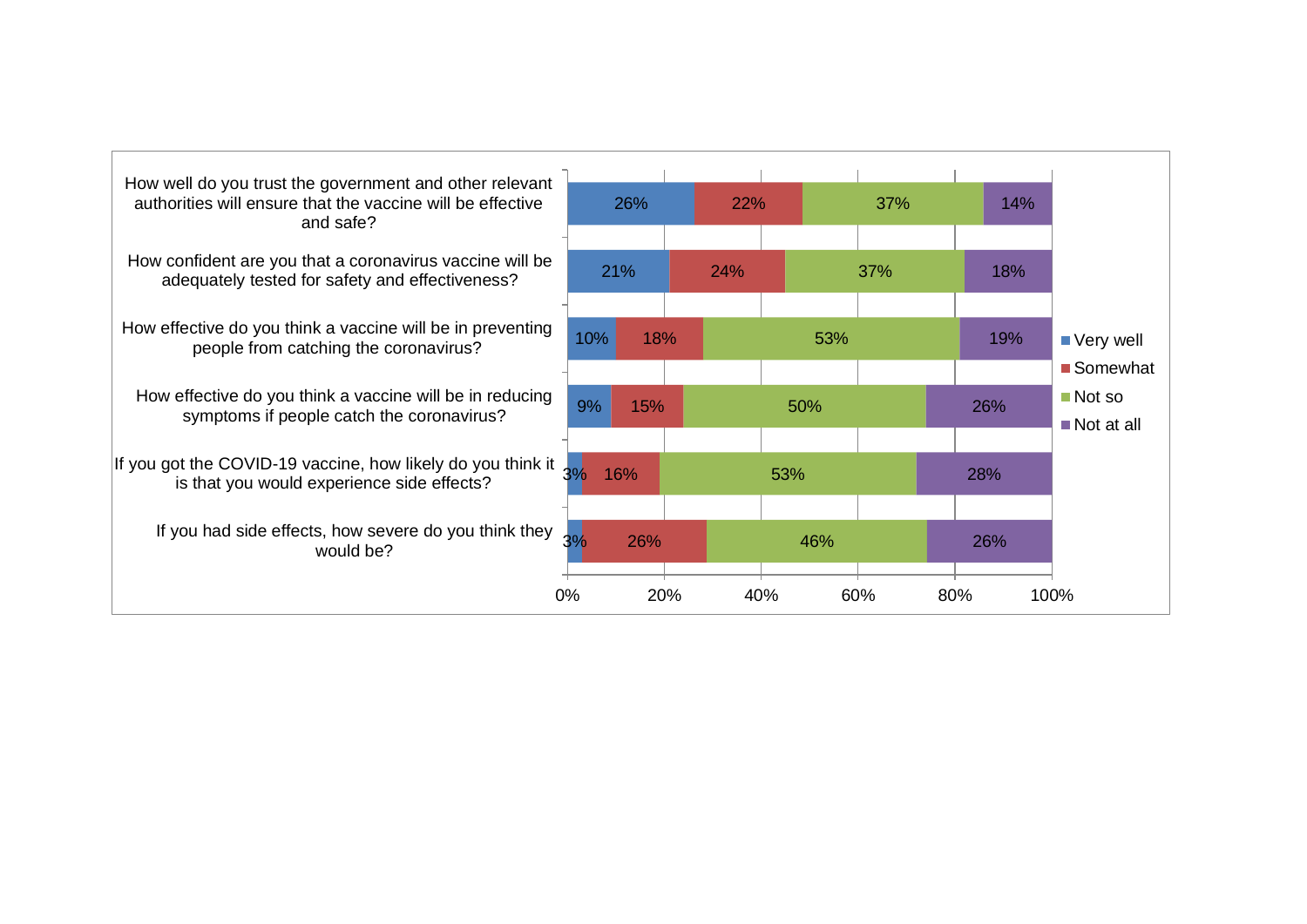| | Very well | Somewhat | Not so | Not at all |
|---|---|---|---|---|
| How well do you trust the government and other relevant authorities will ensure that the vaccine will be effective and safe? | 26% | 22% | 37% | 14% |
| How confident are you that a coronavirus vaccine will be adequately tested for safety and effectiveness? | 21% | 24% | 37% | 18% |
| How effective do you think a vaccine will be in preventing people from catching the coronavirus? | 10% | 18% | 53% | 19% |
| How effective do you think a vaccine will be in reducing symptoms if people catch the coronavirus? | 9% | 15% | 50% | 26% |
| If you got the COVID-19 vaccine, how likely do you think it is that you would experience side effects? | 3% | 16% | 53% | 28% |
| If you had side effects, how severe do you think they would be? | 3% | 26% | 46% | 26% |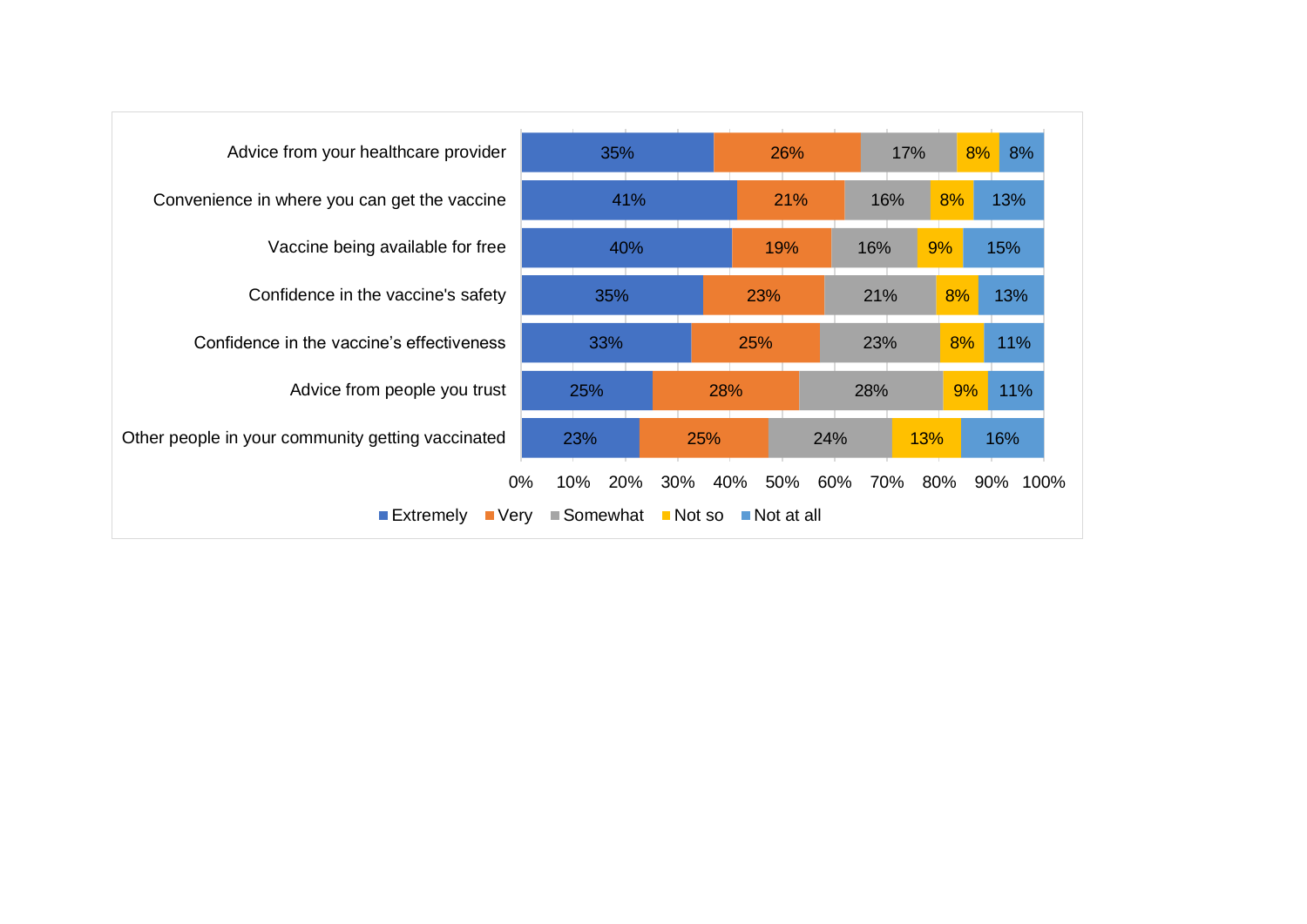Advice from your healthcare provider
35%
26%
17%
8%
8%

Convenience in where you can get the vaccine
41%
21%
16%
8%
13%

Vaccine being available for free
40%
19%
16%
9%
15%

Confidence in the vaccine's safety
35%
23%
21%
8%
13%

Confidence in the vaccine’s effectiveness
33%
25%
23%
8%
11%

Advice from people you trust
25%
28%
28%
9%
11%

Other people in your community getting vaccinated
23%
25%
24%
13%
16%

0% 10% 20% 30% 40% 50% 60% 70% 80% 90% 100%

Extremely
Very
Somewhat
Not so
Not at all